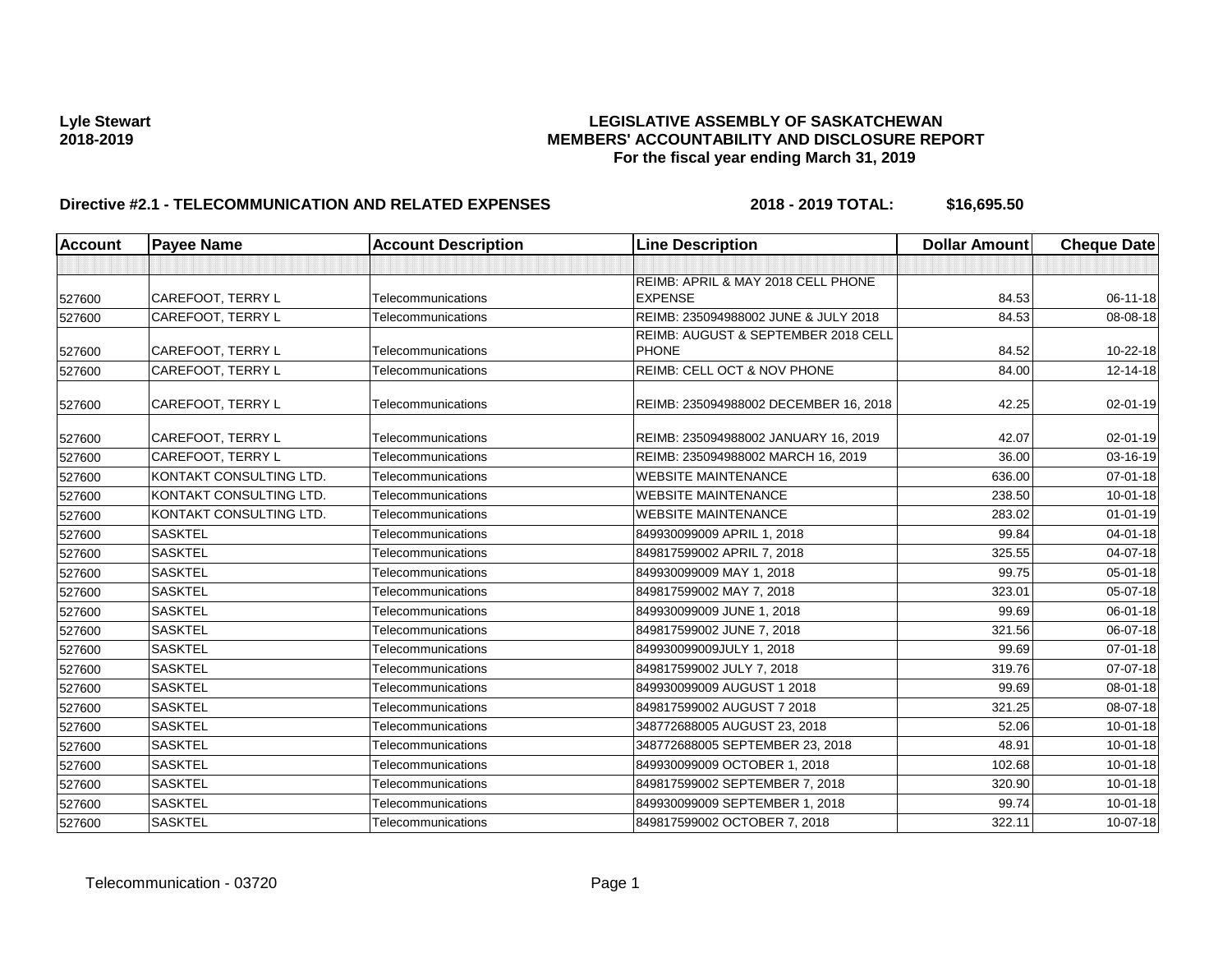**Lyle Stewart**
**2018-2019**

**LEGISLATIVE ASSEMBLY OF SASKATCHEWAN**
**MEMBERS' ACCOUNTABILITY AND DISCLOSURE REPORT**
**For the fiscal year ending March 31, 2019**

**Directive #2.1 - TELECOMMUNICATION AND RELATED EXPENSES** **2018 - 2019 TOTAL: $16,695.50**

| Account | Payee Name | Account Description | Line Description | Dollar Amount | Cheque Date |
|---|---|---|---|---|---|
| | | | | | |
| 527600 | CAREFOOT, TERRY L | Telecommunications | REIMB: APRIL & MAY 2018 CELL PHONE EXPENSE | 84.53 | 06-11-18 |
| 527600 | CAREFOOT, TERRY L | Telecommunications | REIMB: 235094988002 JUNE & JULY 2018 | 84.53 | 08-08-18 |
| 527600 | CAREFOOT, TERRY L | Telecommunications | REIMB: AUGUST & SEPTEMBER 2018 CELL PHONE | 84.52 | 10-22-18 |
| 527600 | CAREFOOT, TERRY L | Telecommunications | REIMB: CELL OCT & NOV PHONE | 84.00 | 12-14-18 |
| 527600 | CAREFOOT, TERRY L | Telecommunications | REIMB: 235094988002 DECEMBER 16, 2018 | 42.25 | 02-01-19 |
| 527600 | CAREFOOT, TERRY L | Telecommunications | REIMB: 235094988002 JANUARY 16, 2019 | 42.07 | 02-01-19 |
| 527600 | CAREFOOT, TERRY L | Telecommunications | REIMB: 235094988002 MARCH 16, 2019 | 36.00 | 03-16-19 |
| 527600 | KONTAKT CONSULTING LTD. | Telecommunications | WEBSITE MAINTENANCE | 636.00 | 07-01-18 |
| 527600 | KONTAKT CONSULTING LTD. | Telecommunications | WEBSITE MAINTENANCE | 238.50 | 10-01-18 |
| 527600 | KONTAKT CONSULTING LTD. | Telecommunications | WEBSITE MAINTENANCE | 283.02 | 01-01-19 |
| 527600 | SASKTEL | Telecommunications | 849930099009 APRIL 1, 2018 | 99.84 | 04-01-18 |
| 527600 | SASKTEL | Telecommunications | 849817599002 APRIL 7, 2018 | 325.55 | 04-07-18 |
| 527600 | SASKTEL | Telecommunications | 849930099009 MAY 1, 2018 | 99.75 | 05-01-18 |
| 527600 | SASKTEL | Telecommunications | 849817599002 MAY 7, 2018 | 323.01 | 05-07-18 |
| 527600 | SASKTEL | Telecommunications | 849930099009 JUNE 1, 2018 | 99.69 | 06-01-18 |
| 527600 | SASKTEL | Telecommunications | 849817599002 JUNE 7, 2018 | 321.56 | 06-07-18 |
| 527600 | SASKTEL | Telecommunications | 849930099009JULY 1, 2018 | 99.69 | 07-01-18 |
| 527600 | SASKTEL | Telecommunications | 849817599002 JULY 7, 2018 | 319.76 | 07-07-18 |
| 527600 | SASKTEL | Telecommunications | 849930099009 AUGUST 1 2018 | 99.69 | 08-01-18 |
| 527600 | SASKTEL | Telecommunications | 849817599002 AUGUST 7 2018 | 321.25 | 08-07-18 |
| 527600 | SASKTEL | Telecommunications | 348772688005 AUGUST 23, 2018 | 52.06 | 10-01-18 |
| 527600 | SASKTEL | Telecommunications | 348772688005 SEPTEMBER 23, 2018 | 48.91 | 10-01-18 |
| 527600 | SASKTEL | Telecommunications | 849930099009 OCTOBER 1, 2018 | 102.68 | 10-01-18 |
| 527600 | SASKTEL | Telecommunications | 849817599002 SEPTEMBER 7, 2018 | 320.90 | 10-01-18 |
| 527600 | SASKTEL | Telecommunications | 849930099009 SEPTEMBER 1, 2018 | 99.74 | 10-01-18 |
| 527600 | SASKTEL | Telecommunications | 849817599002 OCTOBER 7, 2018 | 322.11 | 10-07-18 |

Telecommunication - 03720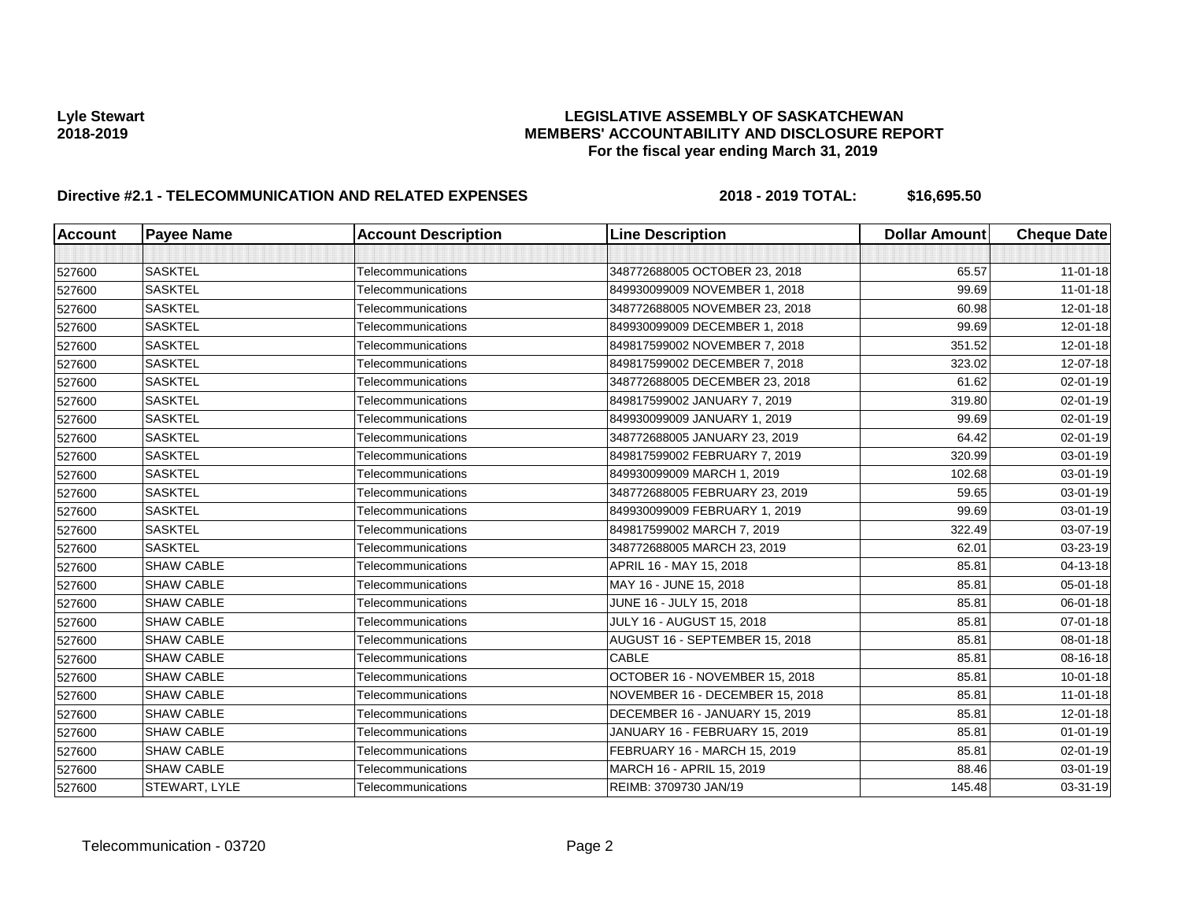**Lyle Stewart**
**2018-2019**

**LEGISLATIVE ASSEMBLY OF SASKATCHEWAN**
**MEMBERS' ACCOUNTABILITY AND DISCLOSURE REPORT**
**For the fiscal year ending March 31, 2019**

**Directive #2.1 - TELECOMMUNICATION AND RELATED EXPENSES** **2018 - 2019 TOTAL: $16,695.50**

| Account | Payee Name | Account Description | Line Description | Dollar Amount | Cheque Date |
|---|---|---|---|---|---|
| | | | | | |
| 527600 | SASKTEL | Telecommunications | 348772688005 OCTOBER 23, 2018 | 65.57 | 11-01-18 |
| 527600 | SASKTEL | Telecommunications | 849930099009 NOVEMBER 1, 2018 | 99.69 | 11-01-18 |
| 527600 | SASKTEL | Telecommunications | 348772688005 NOVEMBER 23, 2018 | 60.98 | 12-01-18 |
| 527600 | SASKTEL | Telecommunications | 849930099009 DECEMBER 1, 2018 | 99.69 | 12-01-18 |
| 527600 | SASKTEL | Telecommunications | 849817599002 NOVEMBER 7, 2018 | 351.52 | 12-01-18 |
| 527600 | SASKTEL | Telecommunications | 849817599002 DECEMBER 7, 2018 | 323.02 | 12-07-18 |
| 527600 | SASKTEL | Telecommunications | 348772688005 DECEMBER 23, 2018 | 61.62 | 02-01-19 |
| 527600 | SASKTEL | Telecommunications | 849817599002 JANUARY 7, 2019 | 319.80 | 02-01-19 |
| 527600 | SASKTEL | Telecommunications | 849930099009 JANUARY 1, 2019 | 99.69 | 02-01-19 |
| 527600 | SASKTEL | Telecommunications | 348772688005 JANUARY 23, 2019 | 64.42 | 02-01-19 |
| 527600 | SASKTEL | Telecommunications | 849817599002 FEBRUARY 7, 2019 | 320.99 | 03-01-19 |
| 527600 | SASKTEL | Telecommunications | 849930099009 MARCH 1, 2019 | 102.68 | 03-01-19 |
| 527600 | SASKTEL | Telecommunications | 348772688005 FEBRUARY 23, 2019 | 59.65 | 03-01-19 |
| 527600 | SASKTEL | Telecommunications | 849930099009 FEBRUARY 1, 2019 | 99.69 | 03-01-19 |
| 527600 | SASKTEL | Telecommunications | 849817599002 MARCH 7, 2019 | 322.49 | 03-07-19 |
| 527600 | SASKTEL | Telecommunications | 348772688005 MARCH 23, 2019 | 62.01 | 03-23-19 |
| 527600 | SHAW CABLE | Telecommunications | APRIL 16 - MAY 15, 2018 | 85.81 | 04-13-18 |
| 527600 | SHAW CABLE | Telecommunications | MAY 16 - JUNE 15, 2018 | 85.81 | 05-01-18 |
| 527600 | SHAW CABLE | Telecommunications | JUNE 16 - JULY 15, 2018 | 85.81 | 06-01-18 |
| 527600 | SHAW CABLE | Telecommunications | JULY 16 - AUGUST 15, 2018 | 85.81 | 07-01-18 |
| 527600 | SHAW CABLE | Telecommunications | AUGUST 16 - SEPTEMBER 15, 2018 | 85.81 | 08-01-18 |
| 527600 | SHAW CABLE | Telecommunications | CABLE | 85.81 | 08-16-18 |
| 527600 | SHAW CABLE | Telecommunications | OCTOBER 16 - NOVEMBER 15, 2018 | 85.81 | 10-01-18 |
| 527600 | SHAW CABLE | Telecommunications | NOVEMBER 16 - DECEMBER 15, 2018 | 85.81 | 11-01-18 |
| 527600 | SHAW CABLE | Telecommunications | DECEMBER 16 - JANUARY 15, 2019 | 85.81 | 12-01-18 |
| 527600 | SHAW CABLE | Telecommunications | JANUARY 16 - FEBRUARY 15, 2019 | 85.81 | 01-01-19 |
| 527600 | SHAW CABLE | Telecommunications | FEBRUARY 16 - MARCH 15, 2019 | 85.81 | 02-01-19 |
| 527600 | SHAW CABLE | Telecommunications | MARCH 16 - APRIL 15, 2019 | 88.46 | 03-01-19 |
| 527600 | STEWART, LYLE | Telecommunications | REIMB: 3709730 JAN/19 | 145.48 | 03-31-19 |

Telecommunication - 03720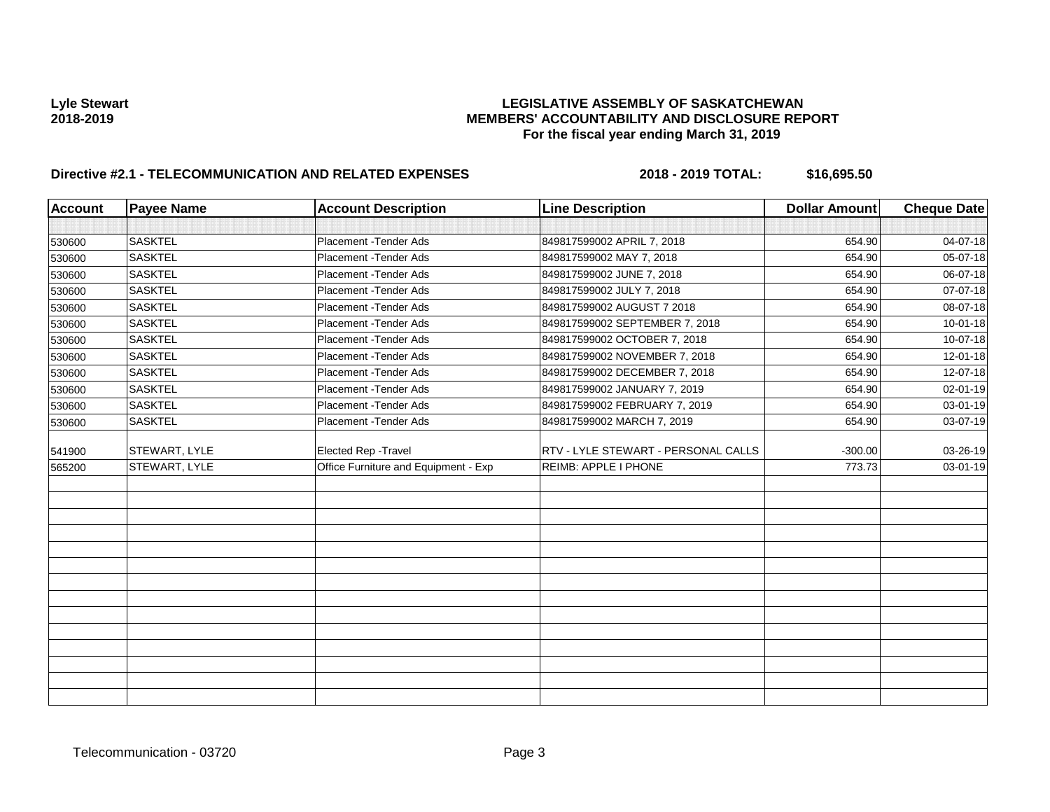Lyle Stewart
2018-2019

**LEGISLATIVE ASSEMBLY OF SASKATCHEWAN**
**MEMBERS' ACCOUNTABILITY AND DISCLOSURE REPORT**
**For the fiscal year ending March 31, 2019**

**Directive #2.1 - TELECOMMUNICATION AND RELATED EXPENSES** **2018 - 2019 TOTAL: $16,695.50**

| Account | Payee Name | Account Description | Line Description | Dollar Amount | Cheque Date |
|---|---|---|---|---|---|
| | | | | | |
| 530600 | SASKTEL | Placement -Tender Ads | 849817599002 APRIL 7, 2018 | 654.90 | 04-07-18 |
| 530600 | SASKTEL | Placement -Tender Ads | 849817599002 MAY 7, 2018 | 654.90 | 05-07-18 |
| 530600 | SASKTEL | Placement -Tender Ads | 849817599002 JUNE 7, 2018 | 654.90 | 06-07-18 |
| 530600 | SASKTEL | Placement -Tender Ads | 849817599002 JULY 7, 2018 | 654.90 | 07-07-18 |
| 530600 | SASKTEL | Placement -Tender Ads | 849817599002 AUGUST 7 2018 | 654.90 | 08-07-18 |
| 530600 | SASKTEL | Placement -Tender Ads | 849817599002 SEPTEMBER 7, 2018 | 654.90 | 10-01-18 |
| 530600 | SASKTEL | Placement -Tender Ads | 849817599002 OCTOBER 7, 2018 | 654.90 | 10-07-18 |
| 530600 | SASKTEL | Placement -Tender Ads | 849817599002 NOVEMBER 7, 2018 | 654.90 | 12-01-18 |
| 530600 | SASKTEL | Placement -Tender Ads | 849817599002 DECEMBER 7, 2018 | 654.90 | 12-07-18 |
| 530600 | SASKTEL | Placement -Tender Ads | 849817599002 JANUARY 7, 2019 | 654.90 | 02-01-19 |
| 530600 | SASKTEL | Placement -Tender Ads | 849817599002 FEBRUARY 7, 2019 | 654.90 | 03-01-19 |
| 530600 | SASKTEL | Placement -Tender Ads | 849817599002 MARCH 7, 2019 | 654.90 | 03-07-19 |
| 541900 | STEWART, LYLE | Elected Rep -Travel | RTV - LYLE STEWART - PERSONAL CALLS | -300.00 | 03-26-19 |
| 565200 | STEWART, LYLE | Office Furniture and Equipment - Exp | REIMB: APPLE I PHONE | 773.73 | 03-01-19 |

Telecommunication - 03720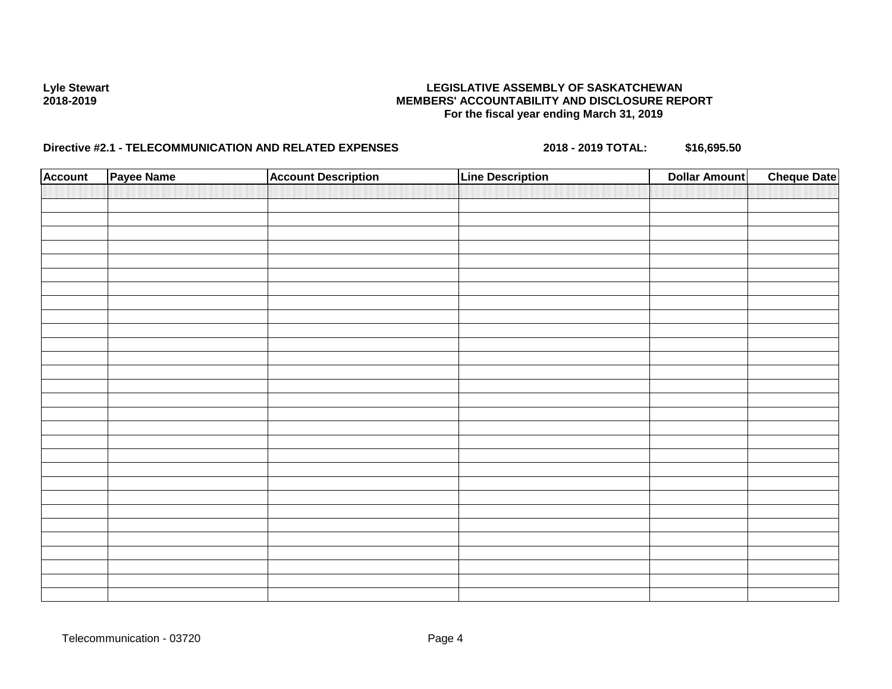Lyle Stewart
2018-2019

**LEGISLATIVE ASSEMBLY OF SASKATCHEWAN**
**MEMBERS' ACCOUNTABILITY AND DISCLOSURE REPORT**
**For the fiscal year ending March 31, 2019**

**Directive #2.1 - TELECOMMUNICATION AND RELATED EXPENSES** **2018 - 2019 TOTAL: $16,695.50**

| Account | Payee Name | Account Description | Line Description | Dollar Amount | Cheque Date |
|---|---|---|---|---|---|
| | | | | | |

Telecommunication - 03720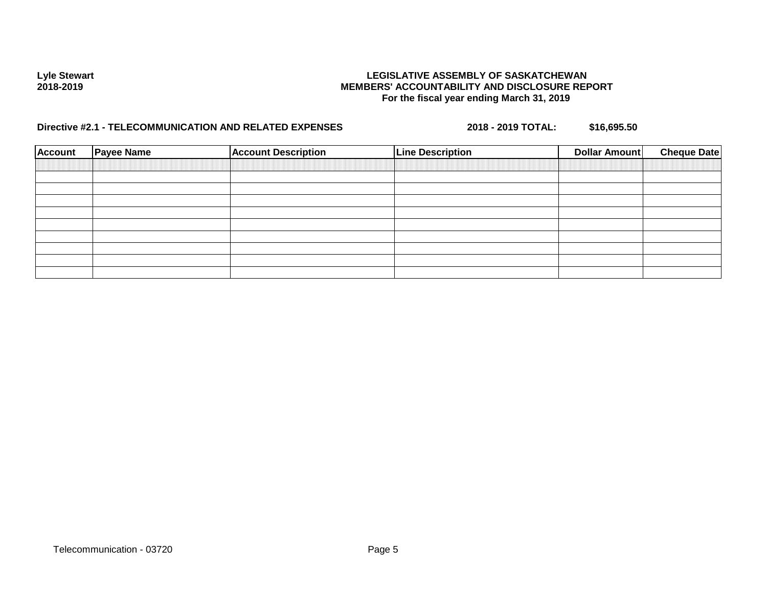**Lyle Stewart**
**2018-2019**

**LEGISLATIVE ASSEMBLY OF SASKATCHEWAN**
**MEMBERS' ACCOUNTABILITY AND DISCLOSURE REPORT**
**For the fiscal year ending March 31, 2019**

**Directive #2.1 - TELECOMMUNICATION AND RELATED EXPENSES** **2018 - 2019 TOTAL:** **$16,695.50**

| Account | Payee Name | Account Description | Line Description | Dollar Amount | Cheque Date |
|---|---|---|---|---|---|
| | | | | | |
| | | | | | |
| | | | | | |
| | | | | | |
| | | | | | |
| | | | | | |
| | | | | | |
| | | | | | |
| | | | | | |

Telecommunication - 03720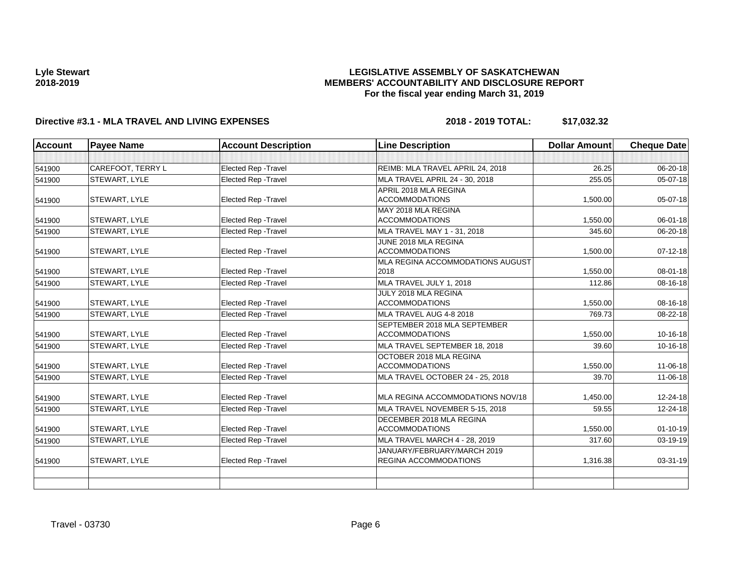Lyle Stewart
2018-2019

# LEGISLATIVE ASSEMBLY OF SASKATCHEWAN
## MEMBERS' ACCOUNTABILITY AND DISCLOSURE REPORT
### For the fiscal year ending March 31, 2019

**Directive #3.1 - MLA TRAVEL AND LIVING EXPENSES** **2018 - 2019 TOTAL: $17,032.32**

| Account | Payee Name | Account Description | Line Description | Dollar Amount | Cheque Date |
|---|---|---|---|---|---|
| | | | | | |
| 541900 | CAREFOOT, TERRY L | Elected Rep -Travel | REIMB: MLA TRAVEL APRIL 24, 2018 | 26.25 | 06-20-18 |
| 541900 | STEWART, LYLE | Elected Rep -Travel | MLA TRAVEL APRIL 24 - 30, 2018 | 255.05 | 05-07-18 |
| 541900 | STEWART, LYLE | Elected Rep -Travel | APRIL 2018 MLA REGINA ACCOMMODATIONS | 1,500.00 | 05-07-18 |
| 541900 | STEWART, LYLE | Elected Rep -Travel | MAY 2018 MLA REGINA ACCOMMODATIONS | 1,550.00 | 06-01-18 |
| 541900 | STEWART, LYLE | Elected Rep -Travel | MLA TRAVEL MAY 1 - 31, 2018 | 345.60 | 06-20-18 |
| 541900 | STEWART, LYLE | Elected Rep -Travel | JUNE 2018 MLA REGINA ACCOMMODATIONS | 1,500.00 | 07-12-18 |
| 541900 | STEWART, LYLE | Elected Rep -Travel | MLA REGINA ACCOMMODATIONS AUGUST 2018 | 1,550.00 | 08-01-18 |
| 541900 | STEWART, LYLE | Elected Rep -Travel | MLA TRAVEL JULY 1, 2018 | 112.86 | 08-16-18 |
| 541900 | STEWART, LYLE | Elected Rep -Travel | JULY 2018 MLA REGINA ACCOMMODATIONS | 1,550.00 | 08-16-18 |
| 541900 | STEWART, LYLE | Elected Rep -Travel | MLA TRAVEL AUG 4-8 2018 | 769.73 | 08-22-18 |
| 541900 | STEWART, LYLE | Elected Rep -Travel | SEPTEMBER 2018 MLA SEPTEMBER ACCOMMODATIONS | 1,550.00 | 10-16-18 |
| 541900 | STEWART, LYLE | Elected Rep -Travel | MLA TRAVEL SEPTEMBER 18, 2018 | 39.60 | 10-16-18 |
| 541900 | STEWART, LYLE | Elected Rep -Travel | OCTOBER 2018 MLA REGINA ACCOMMODATIONS | 1,550.00 | 11-06-18 |
| 541900 | STEWART, LYLE | Elected Rep -Travel | MLA TRAVEL OCTOBER 24 - 25, 2018 | 39.70 | 11-06-18 |
| 541900 | STEWART, LYLE | Elected Rep -Travel | MLA REGINA ACCOMMODATIONS NOV/18 | 1,450.00 | 12-24-18 |
| 541900 | STEWART, LYLE | Elected Rep -Travel | MLA TRAVEL NOVEMBER 5-15, 2018 | 59.55 | 12-24-18 |
| 541900 | STEWART, LYLE | Elected Rep -Travel | DECEMBER 2018 MLA REGINA ACCOMMODATIONS | 1,550.00 | 01-10-19 |
| 541900 | STEWART, LYLE | Elected Rep -Travel | MLA TRAVEL MARCH 4 - 28, 2019 | 317.60 | 03-19-19 |
| 541900 | STEWART, LYLE | Elected Rep -Travel | JANUARY/FEBRUARY/MARCH 2019 REGINA ACCOMMODATIONS | 1,316.38 | 03-31-19 |
| | | | | | |
| | | | | | |

Travel - 03730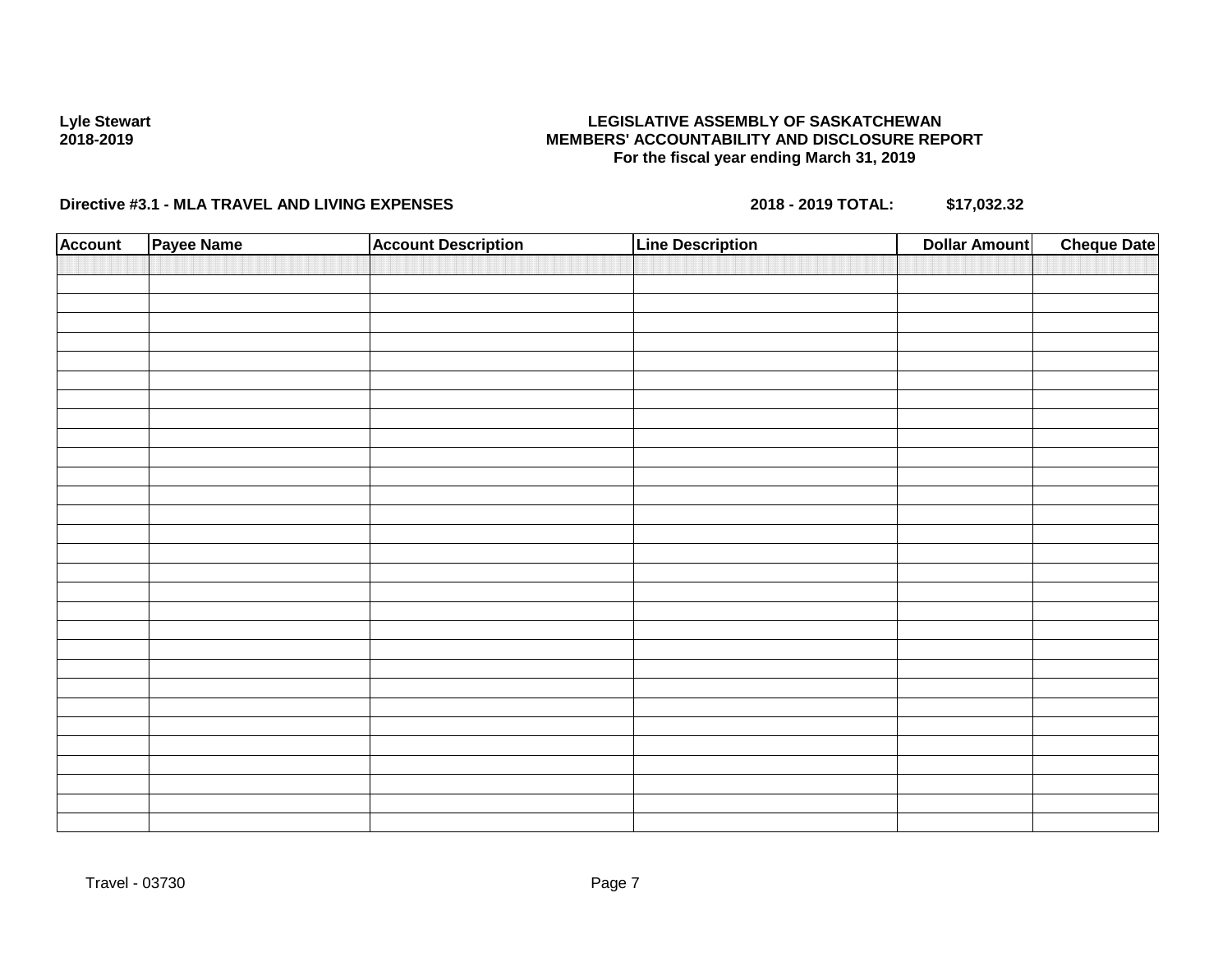**Lyle Stewart**
**2018-2019**

**LEGISLATIVE ASSEMBLY OF SASKATCHEWAN**
**MEMBERS' ACCOUNTABILITY AND DISCLOSURE REPORT**
**For the fiscal year ending March 31, 2019**

**Directive #3.1 - MLA TRAVEL AND LIVING EXPENSES** **2018 - 2019 TOTAL: $17,032.32**

| Account | Payee Name | Account Description | Line Description | Dollar Amount | Cheque Date |
|---|---|---|---|---|---|
| | | | | | |

Travel - 03730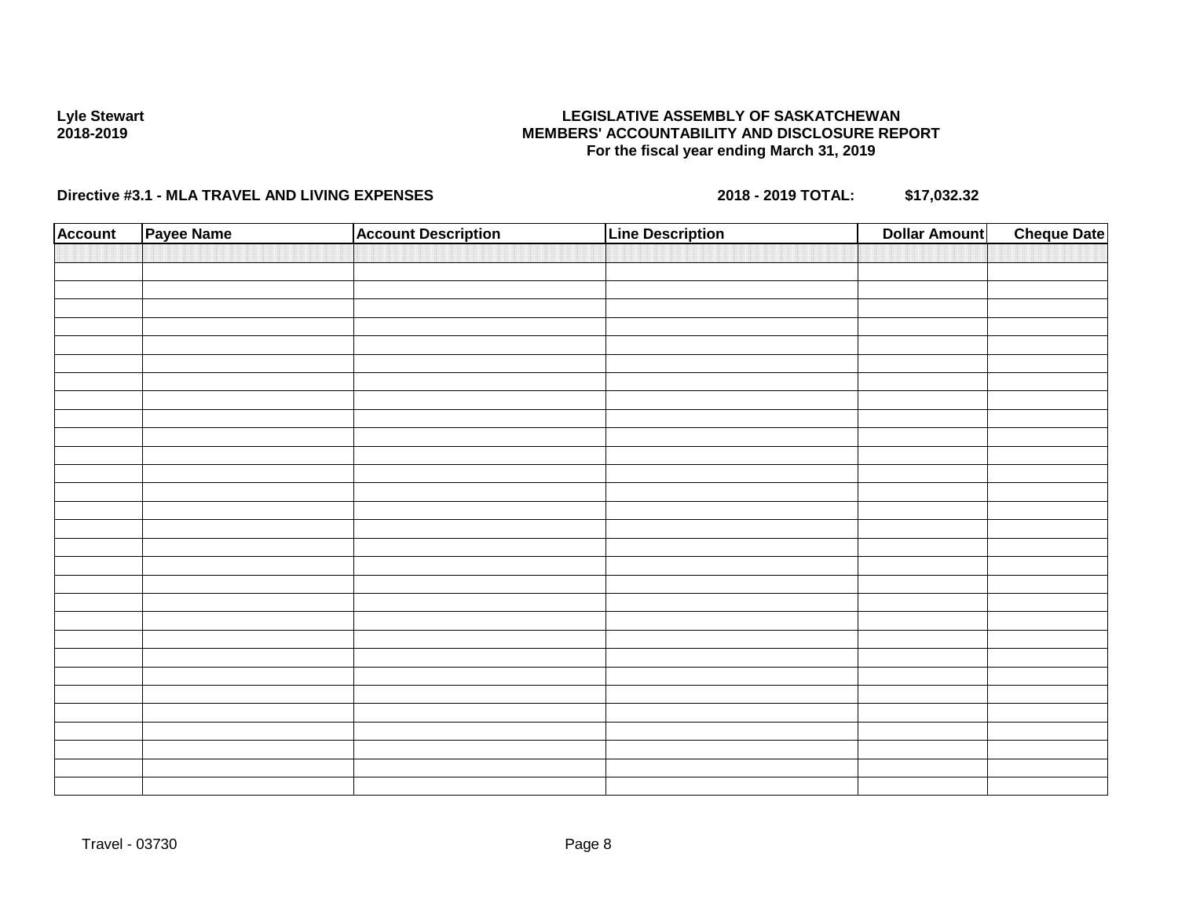**Lyle Stewart**
**2018-2019**

**LEGISLATIVE ASSEMBLY OF SASKATCHEWAN**
**MEMBERS' ACCOUNTABILITY AND DISCLOSURE REPORT**
**For the fiscal year ending March 31, 2019**

**Directive #3.1 - MLA TRAVEL AND LIVING EXPENSES** **2018 - 2019 TOTAL: $17,032.32**

| Account | Payee Name | Account Description | Line Description | Dollar Amount | Cheque Date |
|---|---|---|---|---|---|
| | | | | | |

Travel - 03730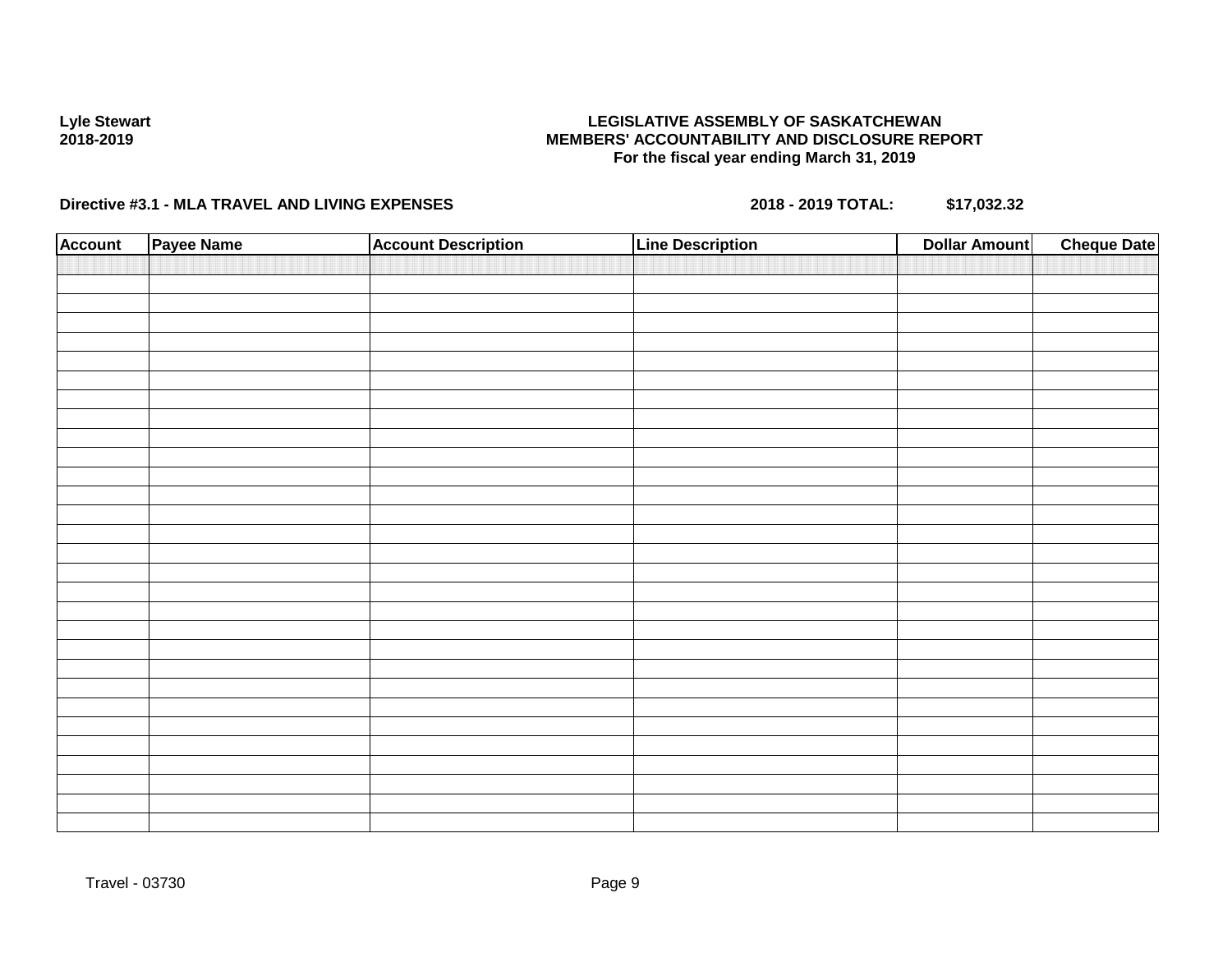Lyle Stewart
2018-2019

**LEGISLATIVE ASSEMBLY OF SASKATCHEWAN**
**MEMBERS' ACCOUNTABILITY AND DISCLOSURE REPORT**
**For the fiscal year ending March 31, 2019**

**Directive #3.1 - MLA TRAVEL AND LIVING EXPENSES** **2018 - 2019 TOTAL: $17,032.32**

| Account | Payee Name | Account Description | Line Description | Dollar Amount | Cheque Date |
|---|---|---|---|---|---|
| | | | | | |

Travel - 03730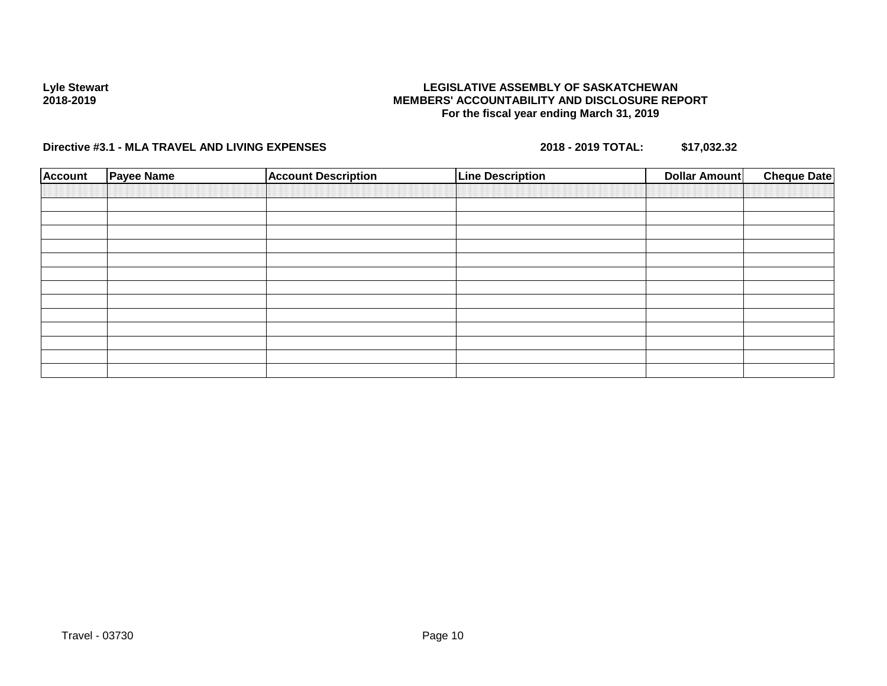**Lyle Stewart**
**2018-2019**

**LEGISLATIVE ASSEMBLY OF SASKATCHEWAN**
**MEMBERS' ACCOUNTABILITY AND DISCLOSURE REPORT**
**For the fiscal year ending March 31, 2019**

**Directive #3.1 - MLA TRAVEL AND LIVING EXPENSES** **2018 - 2019 TOTAL: $17,032.32**

| Account | Payee Name | Account Description | Line Description | Dollar Amount | Cheque Date |
|---|---|---|---|---|---|
| | | | | | |
| | | | | | |
| | | | | | |
| | | | | | |
| | | | | | |
| | | | | | |
| | | | | | |
| | | | | | |
| | | | | | |
| | | | | | |
| | | | | | |
| | | | | | |
| | | | | | |

Travel - 03730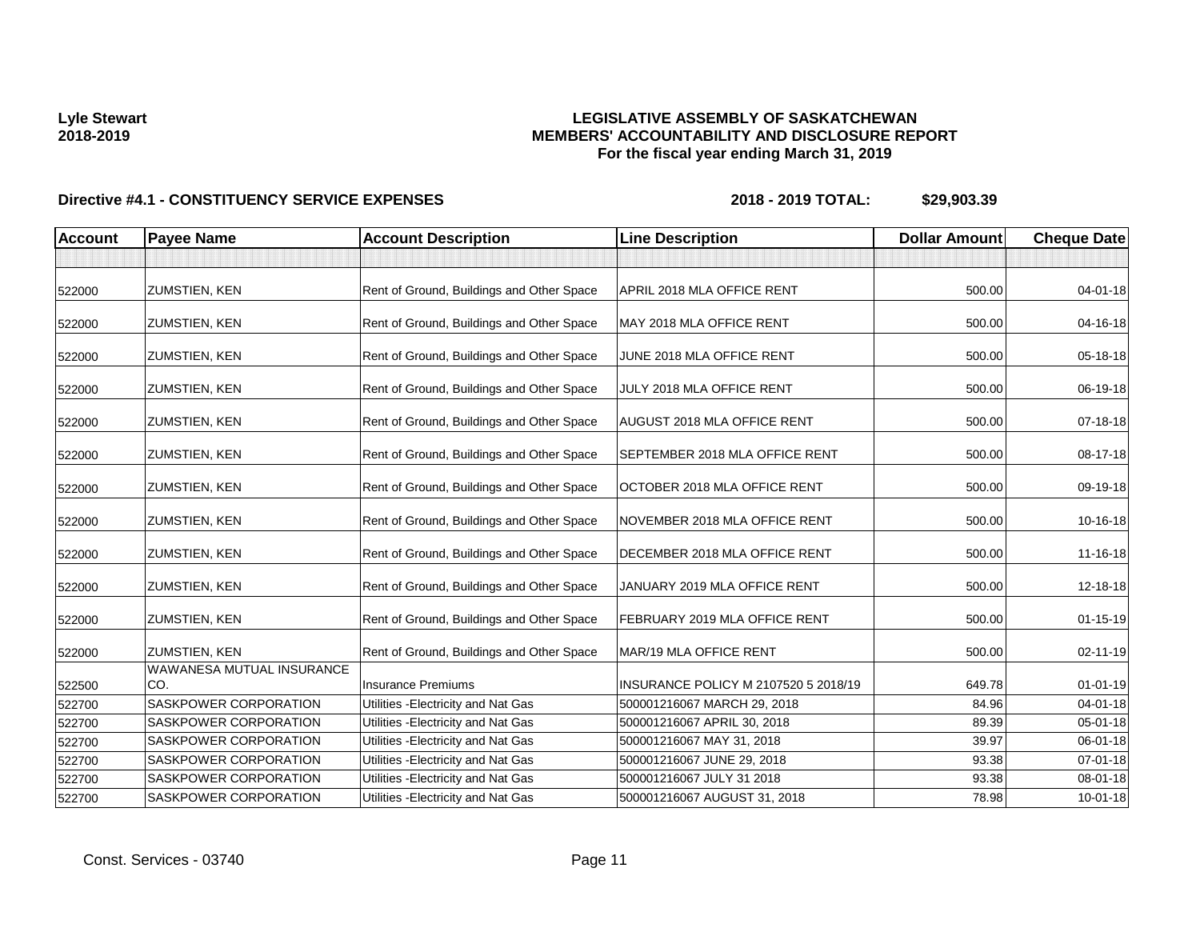Lyle Stewart
2018-2019

**LEGISLATIVE ASSEMBLY OF SASKATCHEWAN**
**MEMBERS' ACCOUNTABILITY AND DISCLOSURE REPORT**
**For the fiscal year ending March 31, 2019**

**Directive #4.1 - CONSTITUENCY SERVICE EXPENSES** **2018 - 2019 TOTAL: $29,903.39**

| Account | Payee Name | Account Description | Line Description | Dollar Amount | Cheque Date |
|---|---|---|---|---|---|
| | | | | | |
| 522000 | ZUMSTIEN, KEN | Rent of Ground, Buildings and Other Space | APRIL 2018 MLA OFFICE RENT | 500.00 | 04-01-18 |
| 522000 | ZUMSTIEN, KEN | Rent of Ground, Buildings and Other Space | MAY 2018 MLA OFFICE RENT | 500.00 | 04-16-18 |
| 522000 | ZUMSTIEN, KEN | Rent of Ground, Buildings and Other Space | JUNE 2018 MLA OFFICE RENT | 500.00 | 05-18-18 |
| 522000 | ZUMSTIEN, KEN | Rent of Ground, Buildings and Other Space | JULY 2018 MLA OFFICE RENT | 500.00 | 06-19-18 |
| 522000 | ZUMSTIEN, KEN | Rent of Ground, Buildings and Other Space | AUGUST 2018 MLA OFFICE RENT | 500.00 | 07-18-18 |
| 522000 | ZUMSTIEN, KEN | Rent of Ground, Buildings and Other Space | SEPTEMBER 2018 MLA OFFICE RENT | 500.00 | 08-17-18 |
| 522000 | ZUMSTIEN, KEN | Rent of Ground, Buildings and Other Space | OCTOBER 2018 MLA OFFICE RENT | 500.00 | 09-19-18 |
| 522000 | ZUMSTIEN, KEN | Rent of Ground, Buildings and Other Space | NOVEMBER 2018 MLA OFFICE RENT | 500.00 | 10-16-18 |
| 522000 | ZUMSTIEN, KEN | Rent of Ground, Buildings and Other Space | DECEMBER 2018 MLA OFFICE RENT | 500.00 | 11-16-18 |
| 522000 | ZUMSTIEN, KEN | Rent of Ground, Buildings and Other Space | JANUARY 2019 MLA OFFICE RENT | 500.00 | 12-18-18 |
| 522000 | ZUMSTIEN, KEN | Rent of Ground, Buildings and Other Space | FEBRUARY 2019 MLA OFFICE RENT | 500.00 | 01-15-19 |
| 522000 | ZUMSTIEN, KEN | Rent of Ground, Buildings and Other Space | MAR/19 MLA OFFICE RENT | 500.00 | 02-11-19 |
| 522500 | WAWANESA MUTUAL INSURANCE CO. | Insurance Premiums | INSURANCE POLICY M 2107520 5 2018/19 | 649.78 | 01-01-19 |
| 522700 | SASKPOWER CORPORATION | Utilities -Electricity and Nat Gas | 500001216067 MARCH 29, 2018 | 84.96 | 04-01-18 |
| 522700 | SASKPOWER CORPORATION | Utilities -Electricity and Nat Gas | 500001216067 APRIL 30, 2018 | 89.39 | 05-01-18 |
| 522700 | SASKPOWER CORPORATION | Utilities -Electricity and Nat Gas | 500001216067 MAY 31, 2018 | 39.97 | 06-01-18 |
| 522700 | SASKPOWER CORPORATION | Utilities -Electricity and Nat Gas | 500001216067 JUNE 29, 2018 | 93.38 | 07-01-18 |
| 522700 | SASKPOWER CORPORATION | Utilities -Electricity and Nat Gas | 500001216067 JULY 31 2018 | 93.38 | 08-01-18 |
| 522700 | SASKPOWER CORPORATION | Utilities -Electricity and Nat Gas | 500001216067 AUGUST 31, 2018 | 78.98 | 10-01-18 |

Const. Services - 03740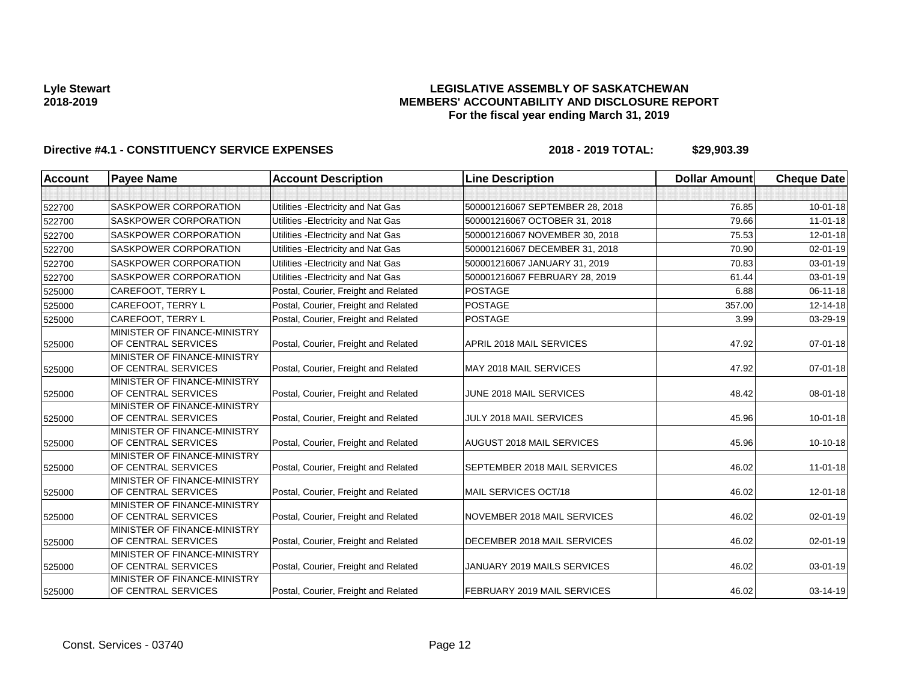**Lyle Stewart**
**2018-2019**

# LEGISLATIVE ASSEMBLY OF SASKATCHEWAN
## MEMBERS' ACCOUNTABILITY AND DISCLOSURE REPORT
### For the fiscal year ending March 31, 2019

**Directive #4.1 - CONSTITUENCY SERVICE EXPENSES** **2018 - 2019 TOTAL: $29,903.39**

| Account | Payee Name | Account Description | Line Description | Dollar Amount | Cheque Date |
|---|---|---|---|---|---|
| | | | | | |
| 522700 | SASKPOWER CORPORATION | Utilities -Electricity and Nat Gas | 500001216067 SEPTEMBER 28, 2018 | 76.85 | 10-01-18 |
| 522700 | SASKPOWER CORPORATION | Utilities -Electricity and Nat Gas | 500001216067 OCTOBER 31, 2018 | 79.66 | 11-01-18 |
| 522700 | SASKPOWER CORPORATION | Utilities -Electricity and Nat Gas | 500001216067 NOVEMBER 30, 2018 | 75.53 | 12-01-18 |
| 522700 | SASKPOWER CORPORATION | Utilities -Electricity and Nat Gas | 500001216067 DECEMBER 31, 2018 | 70.90 | 02-01-19 |
| 522700 | SASKPOWER CORPORATION | Utilities -Electricity and Nat Gas | 500001216067 JANUARY 31, 2019 | 70.83 | 03-01-19 |
| 522700 | SASKPOWER CORPORATION | Utilities -Electricity and Nat Gas | 500001216067 FEBRUARY 28, 2019 | 61.44 | 03-01-19 |
| 525000 | CAREFOOT, TERRY L | Postal, Courier, Freight and Related | POSTAGE | 6.88 | 06-11-18 |
| 525000 | CAREFOOT, TERRY L | Postal, Courier, Freight and Related | POSTAGE | 357.00 | 12-14-18 |
| 525000 | CAREFOOT, TERRY L | Postal, Courier, Freight and Related | POSTAGE | 3.99 | 03-29-19 |
| 525000 | MINISTER OF FINANCE-MINISTRY OF CENTRAL SERVICES | Postal, Courier, Freight and Related | APRIL 2018 MAIL SERVICES | 47.92 | 07-01-18 |
| 525000 | MINISTER OF FINANCE-MINISTRY OF CENTRAL SERVICES | Postal, Courier, Freight and Related | MAY 2018 MAIL SERVICES | 47.92 | 07-01-18 |
| 525000 | MINISTER OF FINANCE-MINISTRY OF CENTRAL SERVICES | Postal, Courier, Freight and Related | JUNE 2018 MAIL SERVICES | 48.42 | 08-01-18 |
| 525000 | MINISTER OF FINANCE-MINISTRY OF CENTRAL SERVICES | Postal, Courier, Freight and Related | JULY 2018 MAIL SERVICES | 45.96 | 10-01-18 |
| 525000 | MINISTER OF FINANCE-MINISTRY OF CENTRAL SERVICES | Postal, Courier, Freight and Related | AUGUST 2018 MAIL SERVICES | 45.96 | 10-10-18 |
| 525000 | MINISTER OF FINANCE-MINISTRY OF CENTRAL SERVICES | Postal, Courier, Freight and Related | SEPTEMBER 2018 MAIL SERVICES | 46.02 | 11-01-18 |
| 525000 | MINISTER OF FINANCE-MINISTRY OF CENTRAL SERVICES | Postal, Courier, Freight and Related | MAIL SERVICES OCT/18 | 46.02 | 12-01-18 |
| 525000 | MINISTER OF FINANCE-MINISTRY OF CENTRAL SERVICES | Postal, Courier, Freight and Related | NOVEMBER 2018 MAIL SERVICES | 46.02 | 02-01-19 |
| 525000 | MINISTER OF FINANCE-MINISTRY OF CENTRAL SERVICES | Postal, Courier, Freight and Related | DECEMBER 2018 MAIL SERVICES | 46.02 | 02-01-19 |
| 525000 | MINISTER OF FINANCE-MINISTRY OF CENTRAL SERVICES | Postal, Courier, Freight and Related | JANUARY 2019 MAILS SERVICES | 46.02 | 03-01-19 |
| 525000 | MINISTER OF FINANCE-MINISTRY OF CENTRAL SERVICES | Postal, Courier, Freight and Related | FEBRUARY 2019 MAIL SERVICES | 46.02 | 03-14-19 |

Const. Services - 03740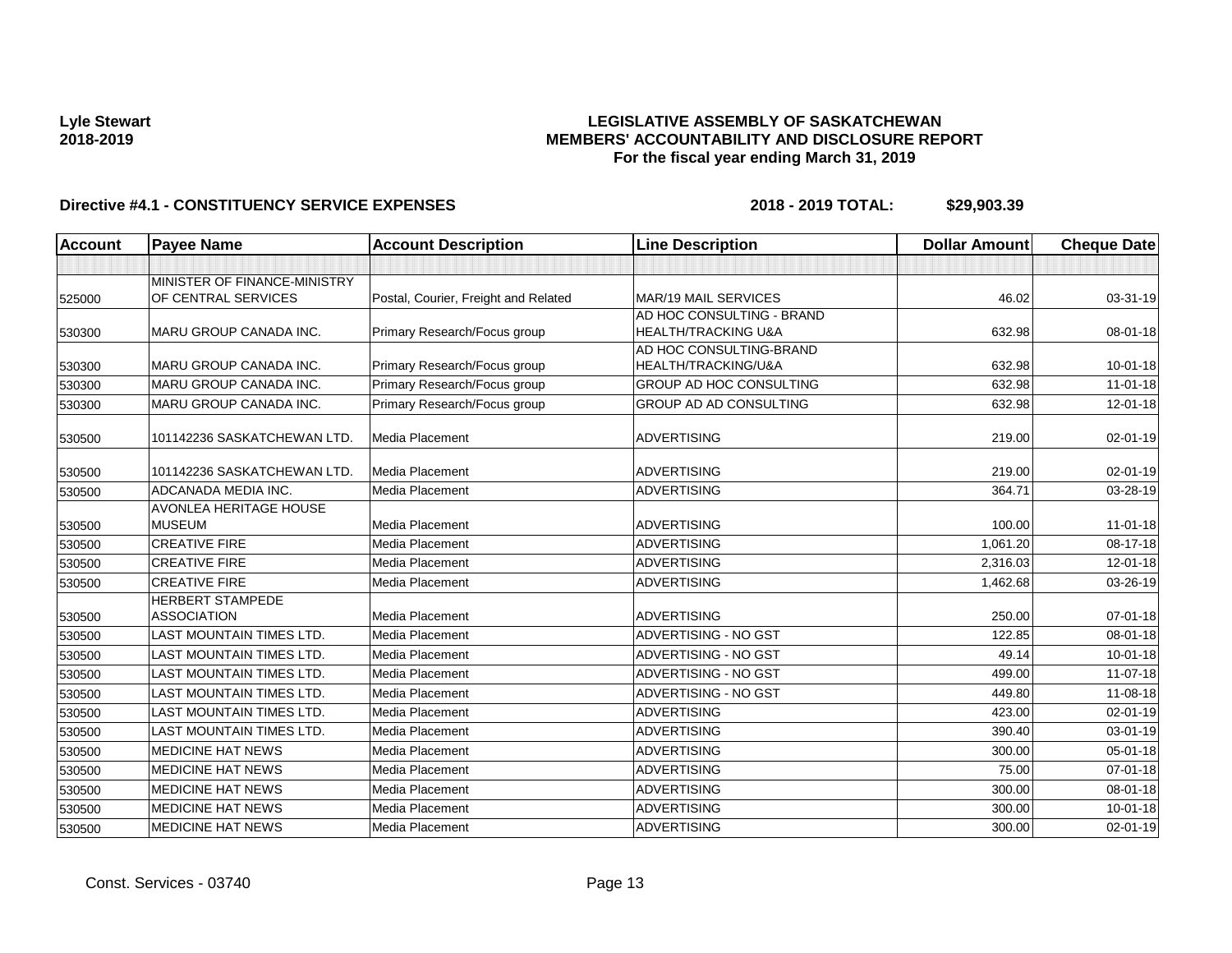**Lyle Stewart**
**2018-2019**

**LEGISLATIVE ASSEMBLY OF SASKATCHEWAN**
**MEMBERS' ACCOUNTABILITY AND DISCLOSURE REPORT**
**For the fiscal year ending March 31, 2019**

**Directive #4.1 - CONSTITUENCY SERVICE EXPENSES** **2018 - 2019 TOTAL: $29,903.39**

| Account | Payee Name | Account Description | Line Description | Dollar Amount | Cheque Date |
|---|---|---|---|---|---|
| | | | | | |
| 525000 | MINISTER OF FINANCE-MINISTRY OF CENTRAL SERVICES | Postal, Courier, Freight and Related | MAR/19 MAIL SERVICES | 46.02 | 03-31-19 |
| 530300 | MARU GROUP CANADA INC. | Primary Research/Focus group | AD HOC CONSULTING - BRAND HEALTH/TRACKING U&A | 632.98 | 08-01-18 |
| 530300 | MARU GROUP CANADA INC. | Primary Research/Focus group | AD HOC CONSULTING-BRAND HEALTH/TRACKING/U&A | 632.98 | 10-01-18 |
| 530300 | MARU GROUP CANADA INC. | Primary Research/Focus group | GROUP AD HOC CONSULTING | 632.98 | 11-01-18 |
| 530300 | MARU GROUP CANADA INC. | Primary Research/Focus group | GROUP AD AD CONSULTING | 632.98 | 12-01-18 |
| 530500 | 101142236 SASKATCHEWAN LTD. | Media Placement | ADVERTISING | 219.00 | 02-01-19 |
| 530500 | 101142236 SASKATCHEWAN LTD. | Media Placement | ADVERTISING | 219.00 | 02-01-19 |
| 530500 | ADCANADA MEDIA INC. | Media Placement | ADVERTISING | 364.71 | 03-28-19 |
| 530500 | AVONLEA HERITAGE HOUSE MUSEUM | Media Placement | ADVERTISING | 100.00 | 11-01-18 |
| 530500 | CREATIVE FIRE | Media Placement | ADVERTISING | 1,061.20 | 08-17-18 |
| 530500 | CREATIVE FIRE | Media Placement | ADVERTISING | 2,316.03 | 12-01-18 |
| 530500 | CREATIVE FIRE | Media Placement | ADVERTISING | 1,462.68 | 03-26-19 |
| 530500 | HERBERT STAMPEDE ASSOCIATION | Media Placement | ADVERTISING | 250.00 | 07-01-18 |
| 530500 | LAST MOUNTAIN TIMES LTD. | Media Placement | ADVERTISING - NO GST | 122.85 | 08-01-18 |
| 530500 | LAST MOUNTAIN TIMES LTD. | Media Placement | ADVERTISING - NO GST | 49.14 | 10-01-18 |
| 530500 | LAST MOUNTAIN TIMES LTD. | Media Placement | ADVERTISING - NO GST | 499.00 | 11-07-18 |
| 530500 | LAST MOUNTAIN TIMES LTD. | Media Placement | ADVERTISING - NO GST | 449.80 | 11-08-18 |
| 530500 | LAST MOUNTAIN TIMES LTD. | Media Placement | ADVERTISING | 423.00 | 02-01-19 |
| 530500 | LAST MOUNTAIN TIMES LTD. | Media Placement | ADVERTISING | 390.40 | 03-01-19 |
| 530500 | MEDICINE HAT NEWS | Media Placement | ADVERTISING | 300.00 | 05-01-18 |
| 530500 | MEDICINE HAT NEWS | Media Placement | ADVERTISING | 75.00 | 07-01-18 |
| 530500 | MEDICINE HAT NEWS | Media Placement | ADVERTISING | 300.00 | 08-01-18 |
| 530500 | MEDICINE HAT NEWS | Media Placement | ADVERTISING | 300.00 | 10-01-18 |
| 530500 | MEDICINE HAT NEWS | Media Placement | ADVERTISING | 300.00 | 02-01-19 |

Const. Services - 03740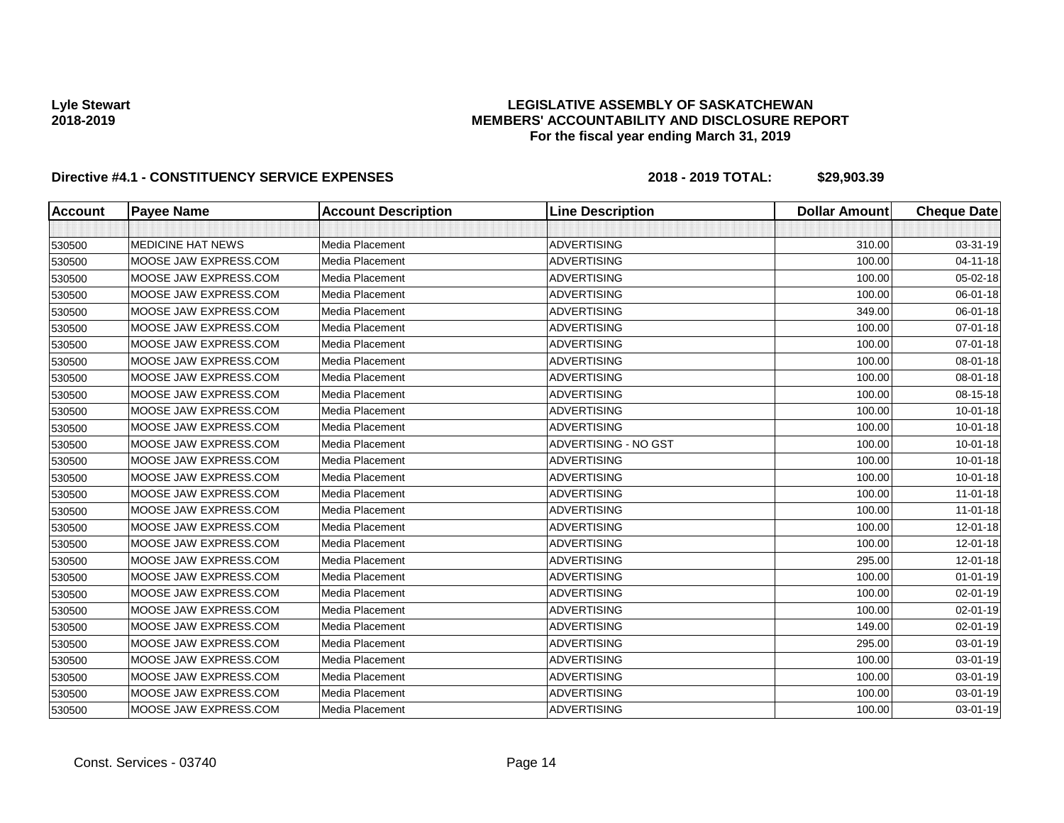**Lyle Stewart**
**2018-2019**

**LEGISLATIVE ASSEMBLY OF SASKATCHEWAN**
**MEMBERS' ACCOUNTABILITY AND DISCLOSURE REPORT**
**For the fiscal year ending March 31, 2019**

**Directive #4.1 - CONSTITUENCY SERVICE EXPENSES** **2018 - 2019 TOTAL: $29,903.39**

| Account | Payee Name | Account Description | Line Description | Dollar Amount | Cheque Date |
|---|---|---|---|---|---|
| | | | | | |
| 530500 | MEDICINE HAT NEWS | Media Placement | ADVERTISING | 310.00 | 03-31-19 |
| 530500 | MOOSE JAW EXPRESS.COM | Media Placement | ADVERTISING | 100.00 | 04-11-18 |
| 530500 | MOOSE JAW EXPRESS.COM | Media Placement | ADVERTISING | 100.00 | 05-02-18 |
| 530500 | MOOSE JAW EXPRESS.COM | Media Placement | ADVERTISING | 100.00 | 06-01-18 |
| 530500 | MOOSE JAW EXPRESS.COM | Media Placement | ADVERTISING | 349.00 | 06-01-18 |
| 530500 | MOOSE JAW EXPRESS.COM | Media Placement | ADVERTISING | 100.00 | 07-01-18 |
| 530500 | MOOSE JAW EXPRESS.COM | Media Placement | ADVERTISING | 100.00 | 07-01-18 |
| 530500 | MOOSE JAW EXPRESS.COM | Media Placement | ADVERTISING | 100.00 | 08-01-18 |
| 530500 | MOOSE JAW EXPRESS.COM | Media Placement | ADVERTISING | 100.00 | 08-01-18 |
| 530500 | MOOSE JAW EXPRESS.COM | Media Placement | ADVERTISING | 100.00 | 08-15-18 |
| 530500 | MOOSE JAW EXPRESS.COM | Media Placement | ADVERTISING | 100.00 | 10-01-18 |
| 530500 | MOOSE JAW EXPRESS.COM | Media Placement | ADVERTISING | 100.00 | 10-01-18 |
| 530500 | MOOSE JAW EXPRESS.COM | Media Placement | ADVERTISING - NO GST | 100.00 | 10-01-18 |
| 530500 | MOOSE JAW EXPRESS.COM | Media Placement | ADVERTISING | 100.00 | 10-01-18 |
| 530500 | MOOSE JAW EXPRESS.COM | Media Placement | ADVERTISING | 100.00 | 10-01-18 |
| 530500 | MOOSE JAW EXPRESS.COM | Media Placement | ADVERTISING | 100.00 | 11-01-18 |
| 530500 | MOOSE JAW EXPRESS.COM | Media Placement | ADVERTISING | 100.00 | 11-01-18 |
| 530500 | MOOSE JAW EXPRESS.COM | Media Placement | ADVERTISING | 100.00 | 12-01-18 |
| 530500 | MOOSE JAW EXPRESS.COM | Media Placement | ADVERTISING | 100.00 | 12-01-18 |
| 530500 | MOOSE JAW EXPRESS.COM | Media Placement | ADVERTISING | 295.00 | 12-01-18 |
| 530500 | MOOSE JAW EXPRESS.COM | Media Placement | ADVERTISING | 100.00 | 01-01-19 |
| 530500 | MOOSE JAW EXPRESS.COM | Media Placement | ADVERTISING | 100.00 | 02-01-19 |
| 530500 | MOOSE JAW EXPRESS.COM | Media Placement | ADVERTISING | 100.00 | 02-01-19 |
| 530500 | MOOSE JAW EXPRESS.COM | Media Placement | ADVERTISING | 149.00 | 02-01-19 |
| 530500 | MOOSE JAW EXPRESS.COM | Media Placement | ADVERTISING | 295.00 | 03-01-19 |
| 530500 | MOOSE JAW EXPRESS.COM | Media Placement | ADVERTISING | 100.00 | 03-01-19 |
| 530500 | MOOSE JAW EXPRESS.COM | Media Placement | ADVERTISING | 100.00 | 03-01-19 |
| 530500 | MOOSE JAW EXPRESS.COM | Media Placement | ADVERTISING | 100.00 | 03-01-19 |
| 530500 | MOOSE JAW EXPRESS.COM | Media Placement | ADVERTISING | 100.00 | 03-01-19 |

Const. Services - 03740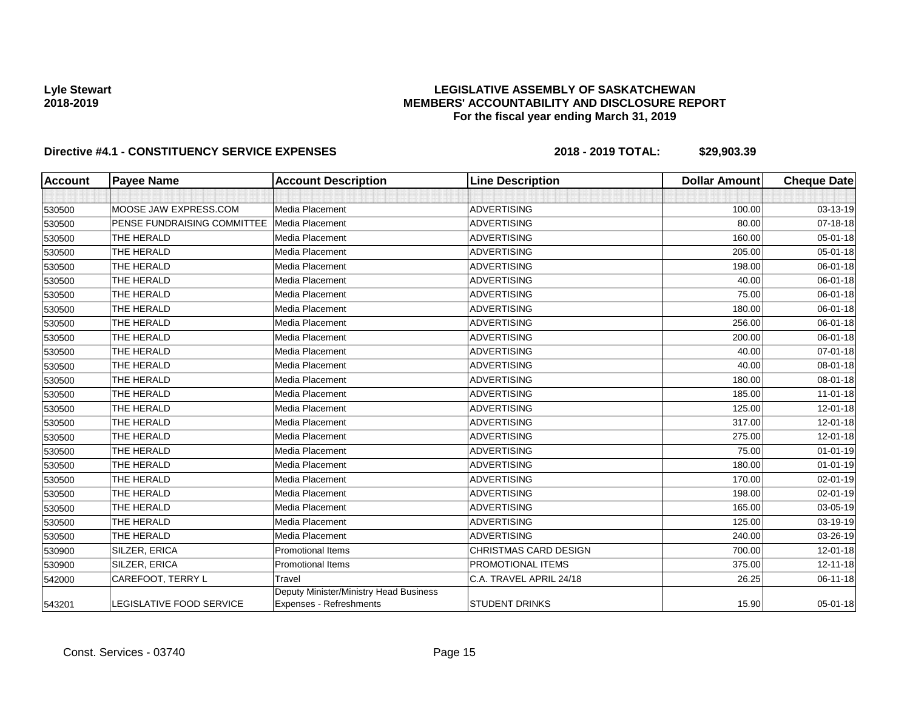Lyle Stewart
2018-2019

**LEGISLATIVE ASSEMBLY OF SASKATCHEWAN**
**MEMBERS' ACCOUNTABILITY AND DISCLOSURE REPORT**
**For the fiscal year ending March 31, 2019**

**Directive #4.1 - CONSTITUENCY SERVICE EXPENSES** **2018 - 2019 TOTAL: $29,903.39**

| Account | Payee Name | Account Description | Line Description | Dollar Amount | Cheque Date |
|---|---|---|---|---|---|
| | | | | | |
| 530500 | MOOSE JAW EXPRESS.COM | Media Placement | ADVERTISING | 100.00 | 03-13-19 |
| 530500 | PENSE FUNDRAISING COMMITTEE | Media Placement | ADVERTISING | 80.00 | 07-18-18 |
| 530500 | THE HERALD | Media Placement | ADVERTISING | 160.00 | 05-01-18 |
| 530500 | THE HERALD | Media Placement | ADVERTISING | 205.00 | 05-01-18 |
| 530500 | THE HERALD | Media Placement | ADVERTISING | 198.00 | 06-01-18 |
| 530500 | THE HERALD | Media Placement | ADVERTISING | 40.00 | 06-01-18 |
| 530500 | THE HERALD | Media Placement | ADVERTISING | 75.00 | 06-01-18 |
| 530500 | THE HERALD | Media Placement | ADVERTISING | 180.00 | 06-01-18 |
| 530500 | THE HERALD | Media Placement | ADVERTISING | 256.00 | 06-01-18 |
| 530500 | THE HERALD | Media Placement | ADVERTISING | 200.00 | 06-01-18 |
| 530500 | THE HERALD | Media Placement | ADVERTISING | 40.00 | 07-01-18 |
| 530500 | THE HERALD | Media Placement | ADVERTISING | 40.00 | 08-01-18 |
| 530500 | THE HERALD | Media Placement | ADVERTISING | 180.00 | 08-01-18 |
| 530500 | THE HERALD | Media Placement | ADVERTISING | 185.00 | 11-01-18 |
| 530500 | THE HERALD | Media Placement | ADVERTISING | 125.00 | 12-01-18 |
| 530500 | THE HERALD | Media Placement | ADVERTISING | 317.00 | 12-01-18 |
| 530500 | THE HERALD | Media Placement | ADVERTISING | 275.00 | 12-01-18 |
| 530500 | THE HERALD | Media Placement | ADVERTISING | 75.00 | 01-01-19 |
| 530500 | THE HERALD | Media Placement | ADVERTISING | 180.00 | 01-01-19 |
| 530500 | THE HERALD | Media Placement | ADVERTISING | 170.00 | 02-01-19 |
| 530500 | THE HERALD | Media Placement | ADVERTISING | 198.00 | 02-01-19 |
| 530500 | THE HERALD | Media Placement | ADVERTISING | 165.00 | 03-05-19 |
| 530500 | THE HERALD | Media Placement | ADVERTISING | 125.00 | 03-19-19 |
| 530500 | THE HERALD | Media Placement | ADVERTISING | 240.00 | 03-26-19 |
| 530900 | SILZER, ERICA | Promotional Items | CHRISTMAS CARD DESIGN | 700.00 | 12-01-18 |
| 530900 | SILZER, ERICA | Promotional Items | PROMOTIONAL ITEMS | 375.00 | 12-11-18 |
| 542000 | CAREFOOT, TERRY L | Travel | C.A. TRAVEL APRIL 24/18 | 26.25 | 06-11-18 |
| 543201 | LEGISLATIVE FOOD SERVICE | Deputy Minister/Ministry Head Business Expenses - Refreshments | STUDENT DRINKS | 15.90 | 05-01-18 |

Const. Services - 03740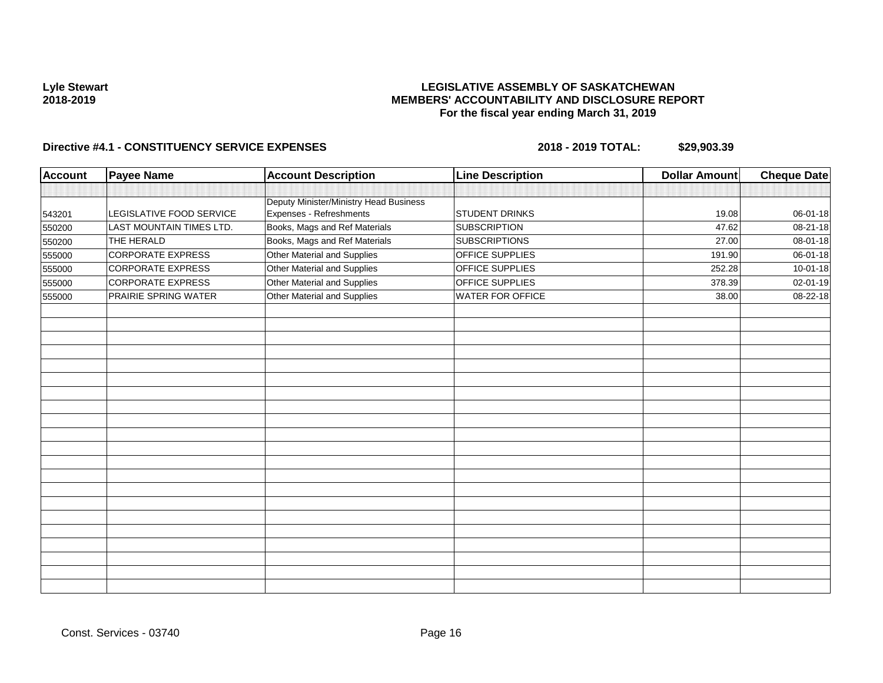Lyle Stewart
2018-2019

**LEGISLATIVE ASSEMBLY OF SASKATCHEWAN**
**MEMBERS' ACCOUNTABILITY AND DISCLOSURE REPORT**
**For the fiscal year ending March 31, 2019**

**Directive #4.1 - CONSTITUENCY SERVICE EXPENSES** **2018 - 2019 TOTAL: $29,903.39**

| Account | Payee Name | Account Description | Line Description | Dollar Amount | Cheque Date |
|---|---|---|---|---|---|
| | | | | | |
| 543201 | LEGISLATIVE FOOD SERVICE | Deputy Minister/Ministry Head Business Expenses - Refreshments | STUDENT DRINKS | 19.08 | 06-01-18 |
| 550200 | LAST MOUNTAIN TIMES LTD. | Books, Mags and Ref Materials | SUBSCRIPTION | 47.62 | 08-21-18 |
| 550200 | THE HERALD | Books, Mags and Ref Materials | SUBSCRIPTIONS | 27.00 | 08-01-18 |
| 555000 | CORPORATE EXPRESS | Other Material and Supplies | OFFICE SUPPLIES | 191.90 | 06-01-18 |
| 555000 | CORPORATE EXPRESS | Other Material and Supplies | OFFICE SUPPLIES | 252.28 | 10-01-18 |
| 555000 | CORPORATE EXPRESS | Other Material and Supplies | OFFICE SUPPLIES | 378.39 | 02-01-19 |
| 555000 | PRAIRIE SPRING WATER | Other Material and Supplies | WATER FOR OFFICE | 38.00 | 08-22-18 |

Const. Services - 03740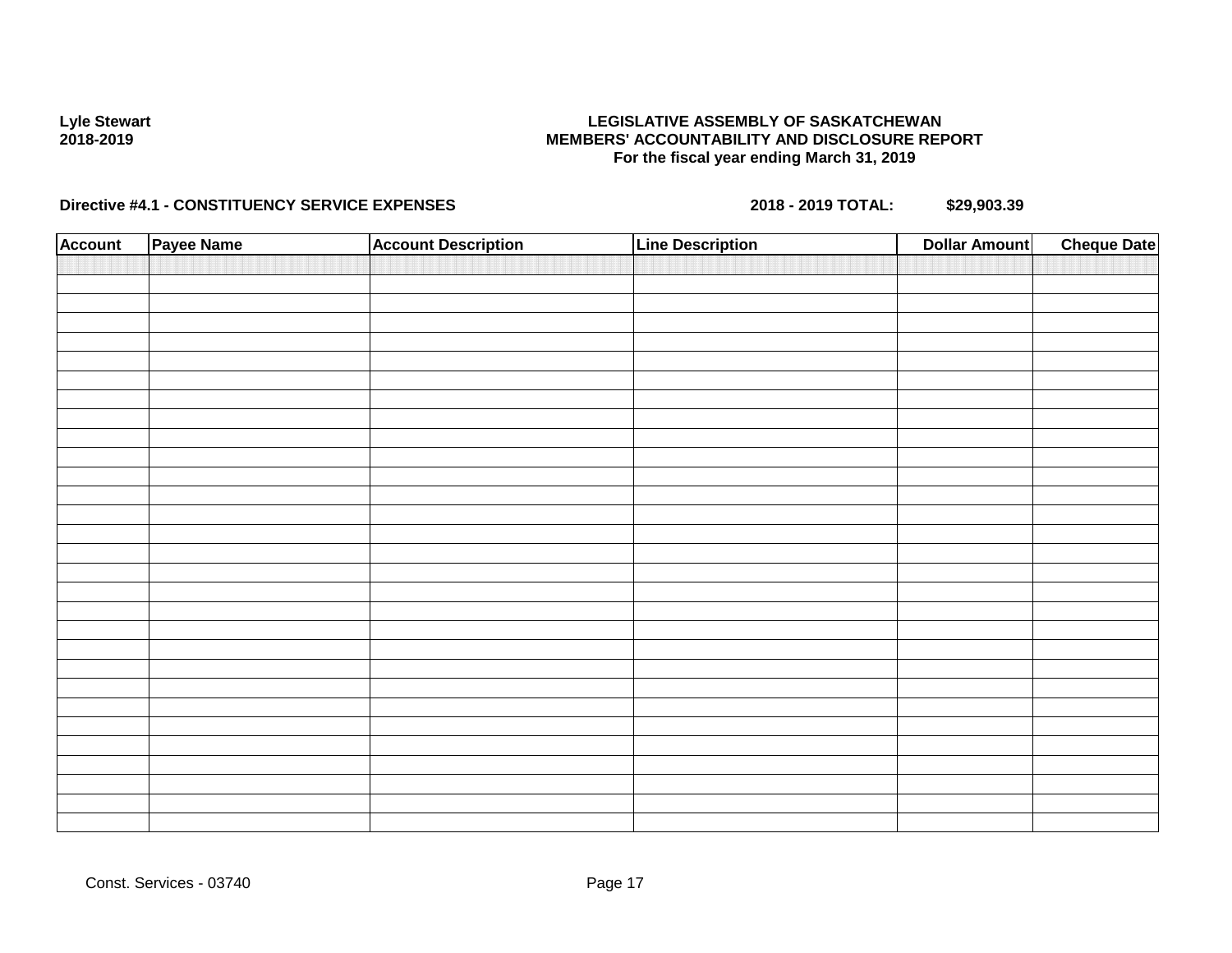**Lyle Stewart**
**2018-2019**

**LEGISLATIVE ASSEMBLY OF SASKATCHEWAN**
**MEMBERS' ACCOUNTABILITY AND DISCLOSURE REPORT**
**For the fiscal year ending March 31, 2019**

**Directive #4.1 - CONSTITUENCY SERVICE EXPENSES** **2018 - 2019 TOTAL:** **$29,903.39**

| Account | Payee Name | Account Description | Line Description | Dollar Amount | Cheque Date |
|---|---|---|---|---|---|
| | | | | | |

Const. Services - 03740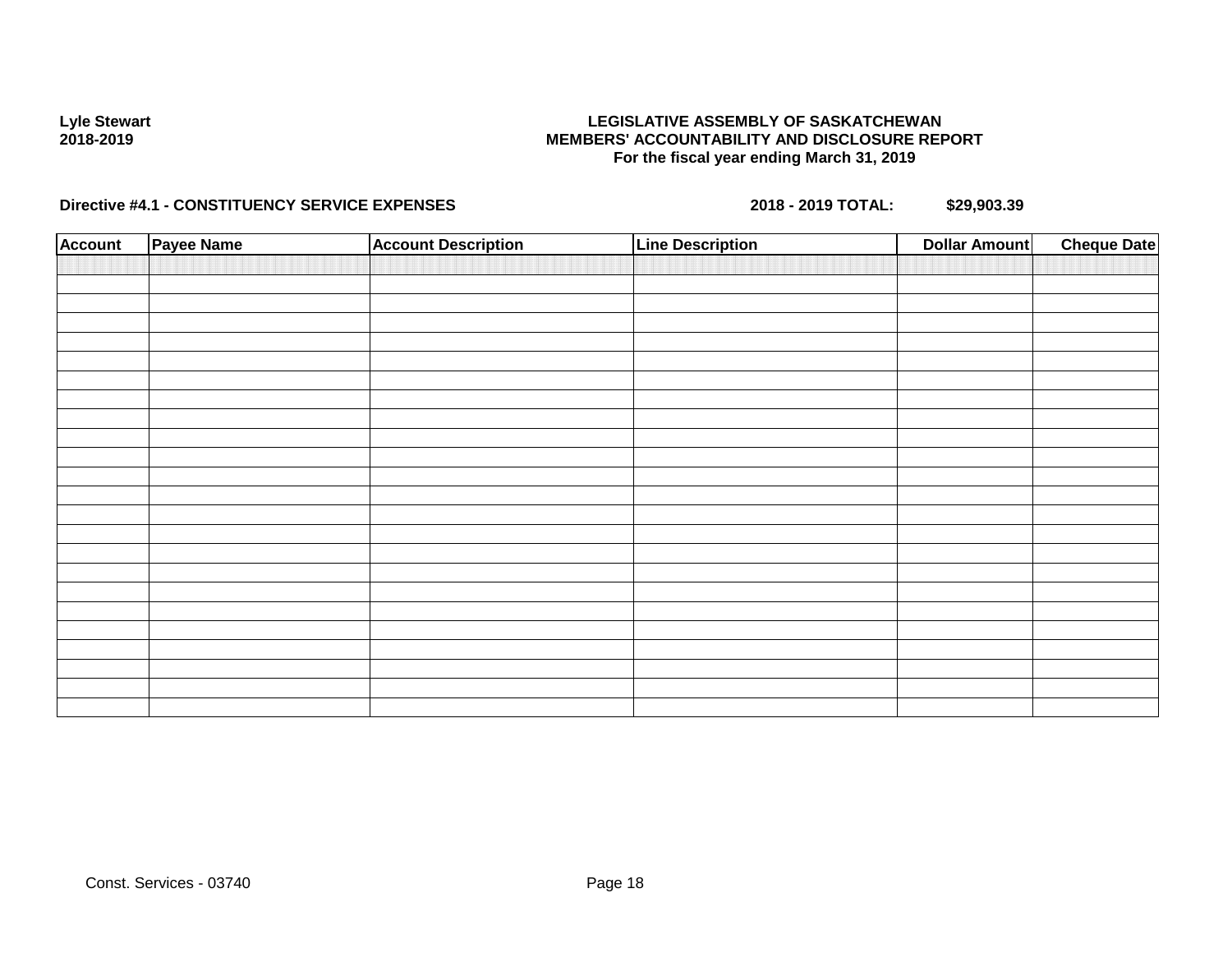**Lyle Stewart**
**2018-2019**

**LEGISLATIVE ASSEMBLY OF SASKATCHEWAN**
**MEMBERS' ACCOUNTABILITY AND DISCLOSURE REPORT**
**For the fiscal year ending March 31, 2019**

**Directive #4.1 - CONSTITUENCY SERVICE EXPENSES** **2018 - 2019 TOTAL: $29,903.39**

| Account | Payee Name | Account Description | Line Description | Dollar Amount | Cheque Date |
|---|---|---|---|---|---|
| | | | | | |
| | | | | | |
| | | | | | |
| | | | | | |
| | | | | | |
| | | | | | |
| | | | | | |
| | | | | | |
| | | | | | |
| | | | | | |
| | | | | | |
| | | | | | |
| | | | | | |
| | | | | | |
| | | | | | |
| | | | | | |
| | | | | | |
| | | | | | |
| | | | | | |
| | | | | | |
| | | | | | |
| | | | | | |
| | | | | | |
| | | | | | |

Const. Services - 03740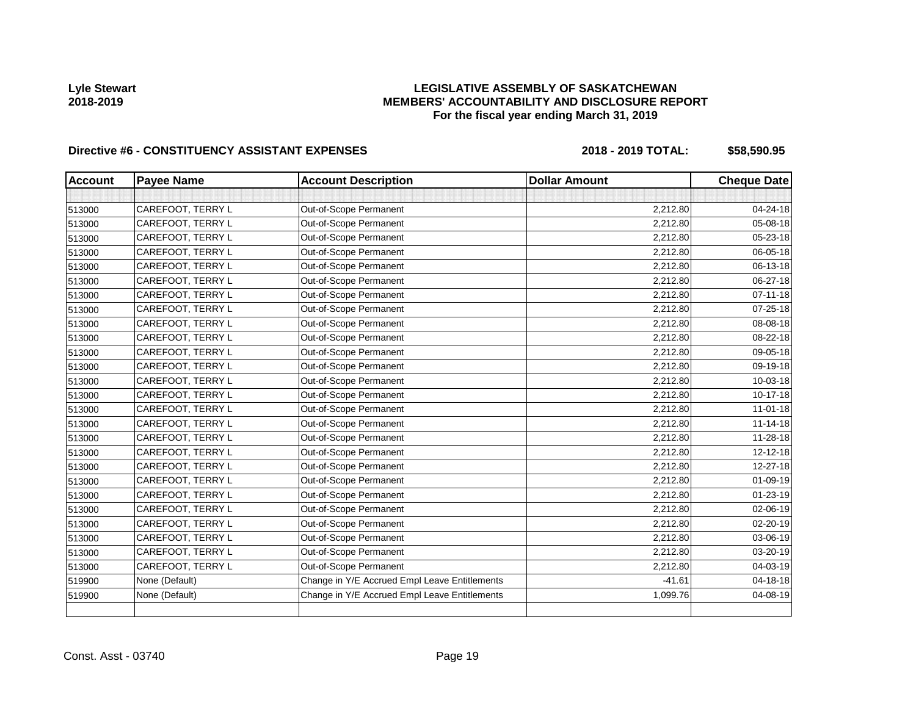Lyle Stewart
2018-2019

**LEGISLATIVE ASSEMBLY OF SASKATCHEWAN**
**MEMBERS' ACCOUNTABILITY AND DISCLOSURE REPORT**
**For the fiscal year ending March 31, 2019**

**Directive #6 - CONSTITUENCY ASSISTANT EXPENSES** **2018 - 2019 TOTAL: $58,590.95**

| Account | Payee Name | Account Description | Dollar Amount | Cheque Date |
|---|---|---|---|---|
| | | | | |
| 513000 | CAREFOOT, TERRY L | Out-of-Scope Permanent | 2,212.80 | 04-24-18 |
| 513000 | CAREFOOT, TERRY L | Out-of-Scope Permanent | 2,212.80 | 05-08-18 |
| 513000 | CAREFOOT, TERRY L | Out-of-Scope Permanent | 2,212.80 | 05-23-18 |
| 513000 | CAREFOOT, TERRY L | Out-of-Scope Permanent | 2,212.80 | 06-05-18 |
| 513000 | CAREFOOT, TERRY L | Out-of-Scope Permanent | 2,212.80 | 06-13-18 |
| 513000 | CAREFOOT, TERRY L | Out-of-Scope Permanent | 2,212.80 | 06-27-18 |
| 513000 | CAREFOOT, TERRY L | Out-of-Scope Permanent | 2,212.80 | 07-11-18 |
| 513000 | CAREFOOT, TERRY L | Out-of-Scope Permanent | 2,212.80 | 07-25-18 |
| 513000 | CAREFOOT, TERRY L | Out-of-Scope Permanent | 2,212.80 | 08-08-18 |
| 513000 | CAREFOOT, TERRY L | Out-of-Scope Permanent | 2,212.80 | 08-22-18 |
| 513000 | CAREFOOT, TERRY L | Out-of-Scope Permanent | 2,212.80 | 09-05-18 |
| 513000 | CAREFOOT, TERRY L | Out-of-Scope Permanent | 2,212.80 | 09-19-18 |
| 513000 | CAREFOOT, TERRY L | Out-of-Scope Permanent | 2,212.80 | 10-03-18 |
| 513000 | CAREFOOT, TERRY L | Out-of-Scope Permanent | 2,212.80 | 10-17-18 |
| 513000 | CAREFOOT, TERRY L | Out-of-Scope Permanent | 2,212.80 | 11-01-18 |
| 513000 | CAREFOOT, TERRY L | Out-of-Scope Permanent | 2,212.80 | 11-14-18 |
| 513000 | CAREFOOT, TERRY L | Out-of-Scope Permanent | 2,212.80 | 11-28-18 |
| 513000 | CAREFOOT, TERRY L | Out-of-Scope Permanent | 2,212.80 | 12-12-18 |
| 513000 | CAREFOOT, TERRY L | Out-of-Scope Permanent | 2,212.80 | 12-27-18 |
| 513000 | CAREFOOT, TERRY L | Out-of-Scope Permanent | 2,212.80 | 01-09-19 |
| 513000 | CAREFOOT, TERRY L | Out-of-Scope Permanent | 2,212.80 | 01-23-19 |
| 513000 | CAREFOOT, TERRY L | Out-of-Scope Permanent | 2,212.80 | 02-06-19 |
| 513000 | CAREFOOT, TERRY L | Out-of-Scope Permanent | 2,212.80 | 02-20-19 |
| 513000 | CAREFOOT, TERRY L | Out-of-Scope Permanent | 2,212.80 | 03-06-19 |
| 513000 | CAREFOOT, TERRY L | Out-of-Scope Permanent | 2,212.80 | 03-20-19 |
| 513000 | CAREFOOT, TERRY L | Out-of-Scope Permanent | 2,212.80 | 04-03-19 |
| 519900 | None (Default) | Change in Y/E Accrued Empl Leave Entitlements | -41.61 | 04-18-18 |
| 519900 | None (Default) | Change in Y/E Accrued Empl Leave Entitlements | 1,099.76 | 04-08-19 |
| | | | | |

Const. Asst - 03740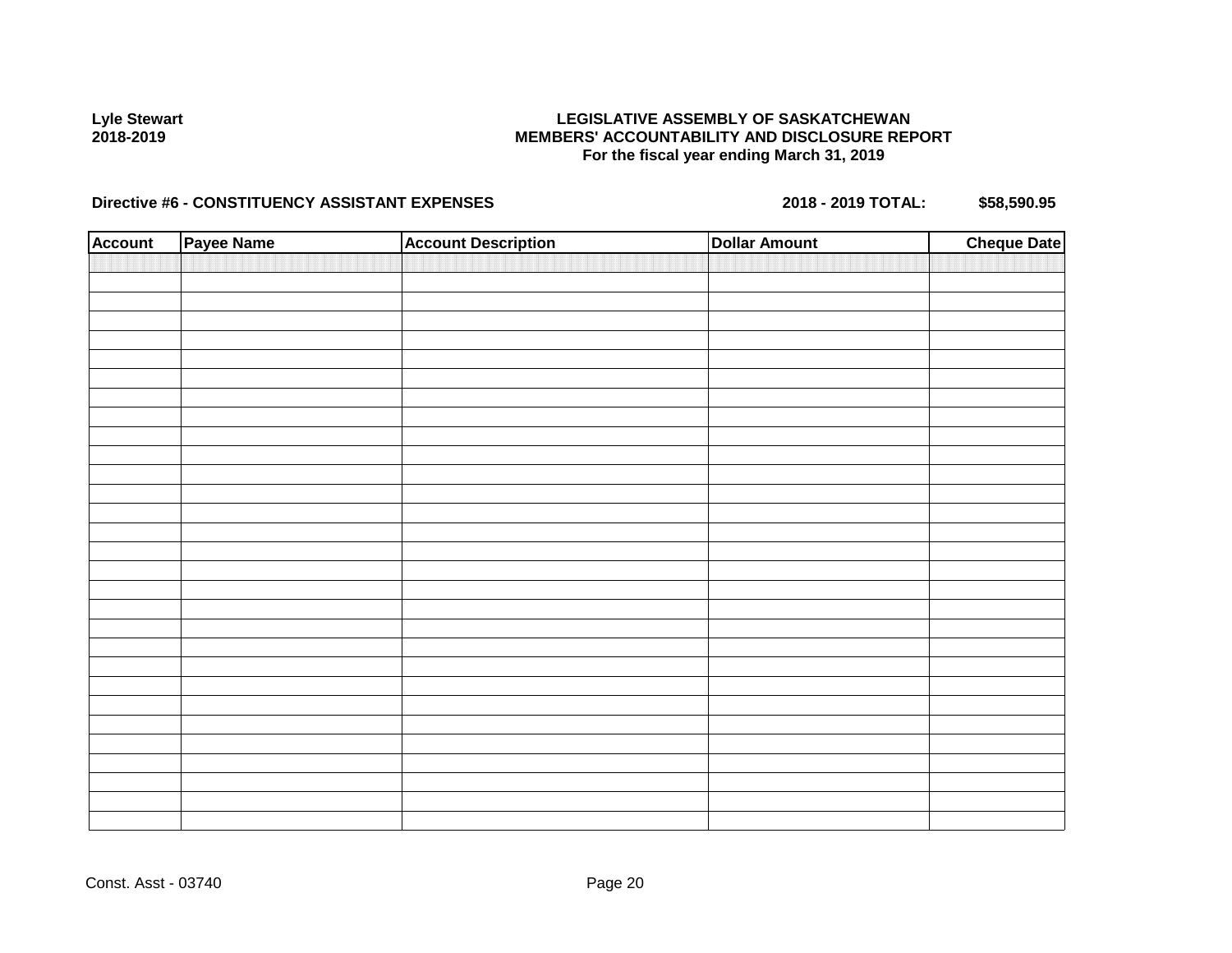**Lyle Stewart**
**2018-2019**

**LEGISLATIVE ASSEMBLY OF SASKATCHEWAN**
**MEMBERS' ACCOUNTABILITY AND DISCLOSURE REPORT**
**For the fiscal year ending March 31, 2019**

**Directive #6 - CONSTITUENCY ASSISTANT EXPENSES** **2018 - 2019 TOTAL: $58,590.95**

| Account | Payee Name | Account Description | Dollar Amount | Cheque Date |
|---|---|---|---|---|
| | | | | |

Const. Asst - 03740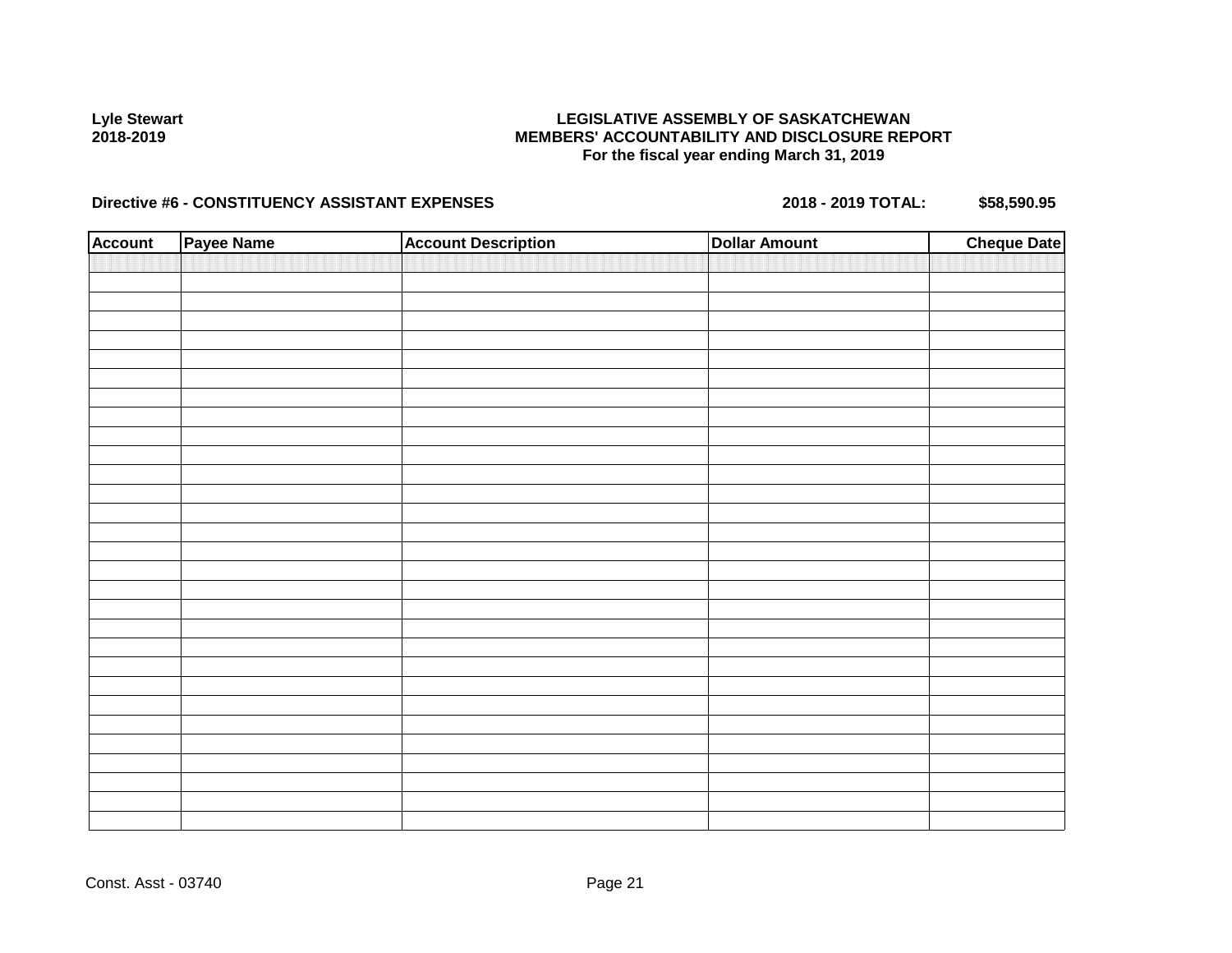**Lyle Stewart**
**2018-2019**

**LEGISLATIVE ASSEMBLY OF SASKATCHEWAN**
**MEMBERS' ACCOUNTABILITY AND DISCLOSURE REPORT**
**For the fiscal year ending March 31, 2019**

**Directive #6 - CONSTITUENCY ASSISTANT EXPENSES** **2018 - 2019 TOTAL: $58,590.95**

| Account | Payee Name | Account Description | Dollar Amount | Cheque Date |
|---|---|---|---|---|
| | | | | |

Const. Asst - 03740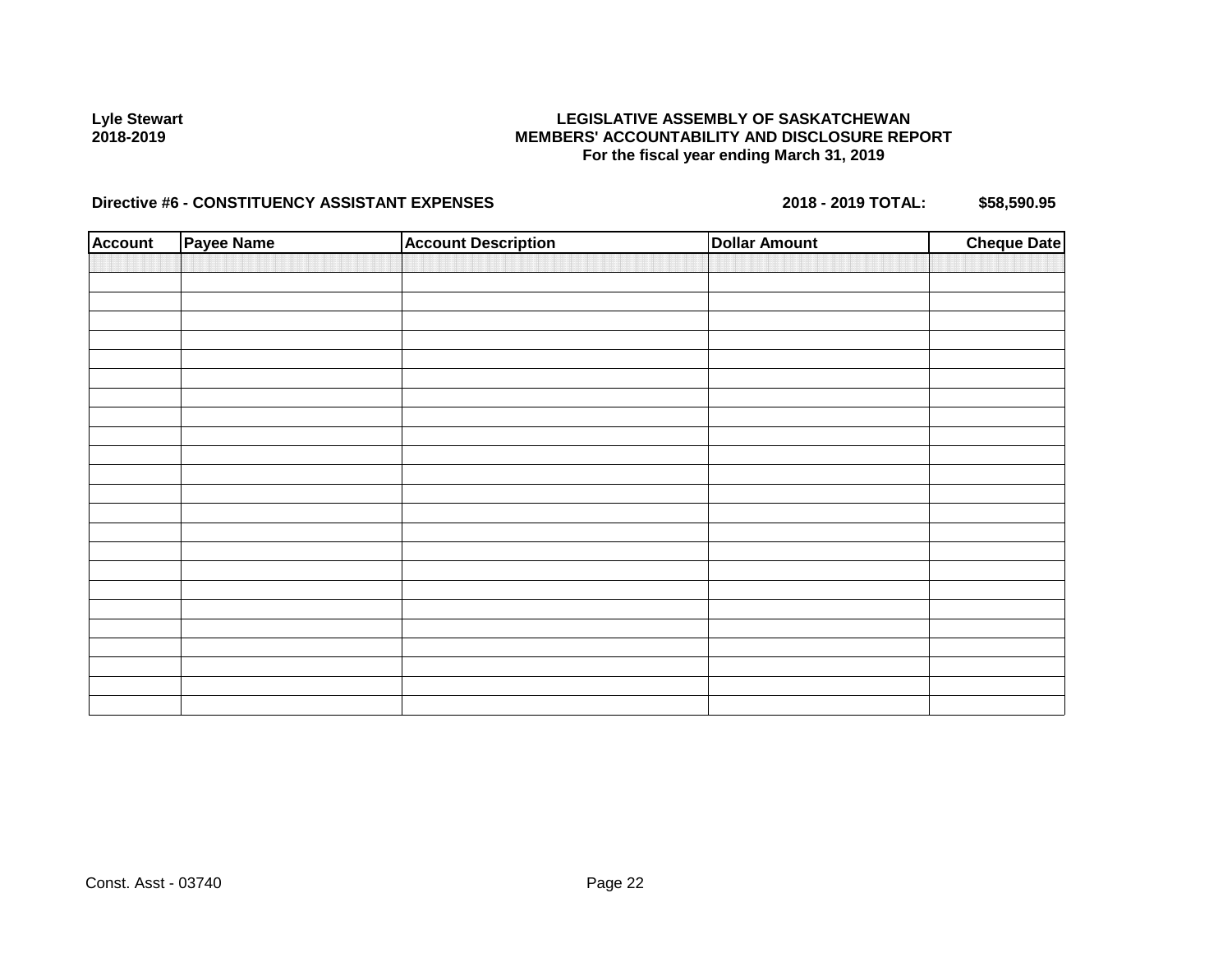**Lyle Stewart**
**2018-2019**

**LEGISLATIVE ASSEMBLY OF SASKATCHEWAN**
**MEMBERS' ACCOUNTABILITY AND DISCLOSURE REPORT**
**For the fiscal year ending March 31, 2019**

**Directive #6 - CONSTITUENCY ASSISTANT EXPENSES** **2018 - 2019 TOTAL: $58,590.95**

| Account | Payee Name | Account Description | Dollar Amount | Cheque Date |
|---|---|---|---|---|

Const. Asst - 03740